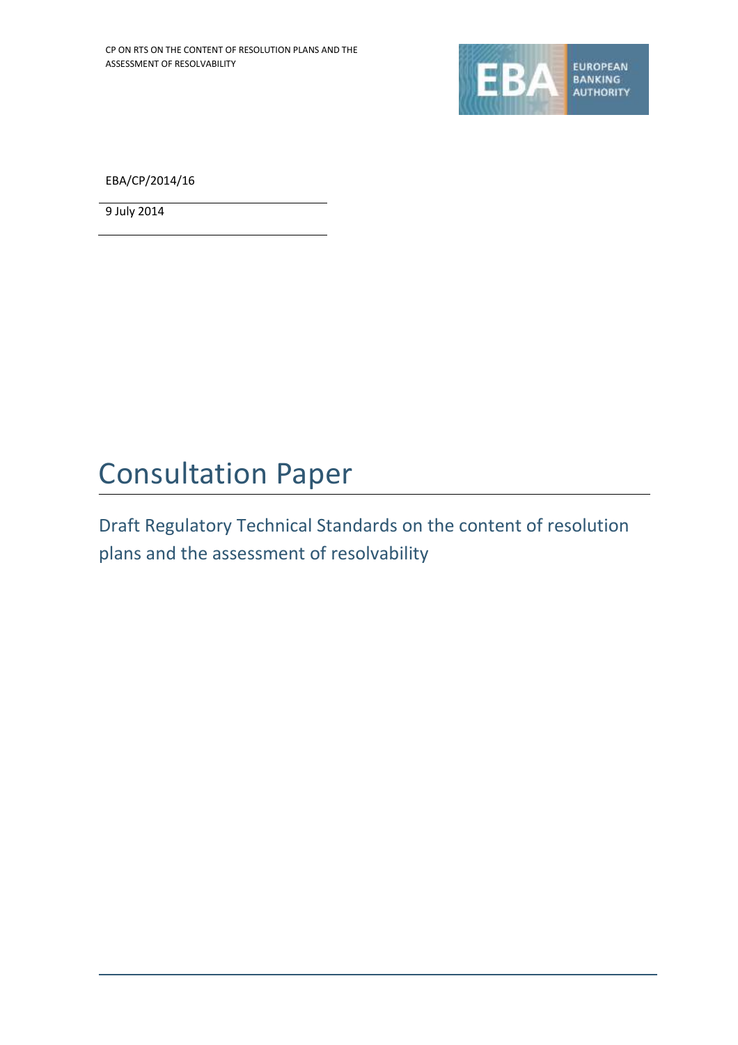EBA/CP/2014/16

9 July 2014

# Consultation Paper

## Draft Regulatory Technical Standards on the content of resolution plans and the assessment of resolvability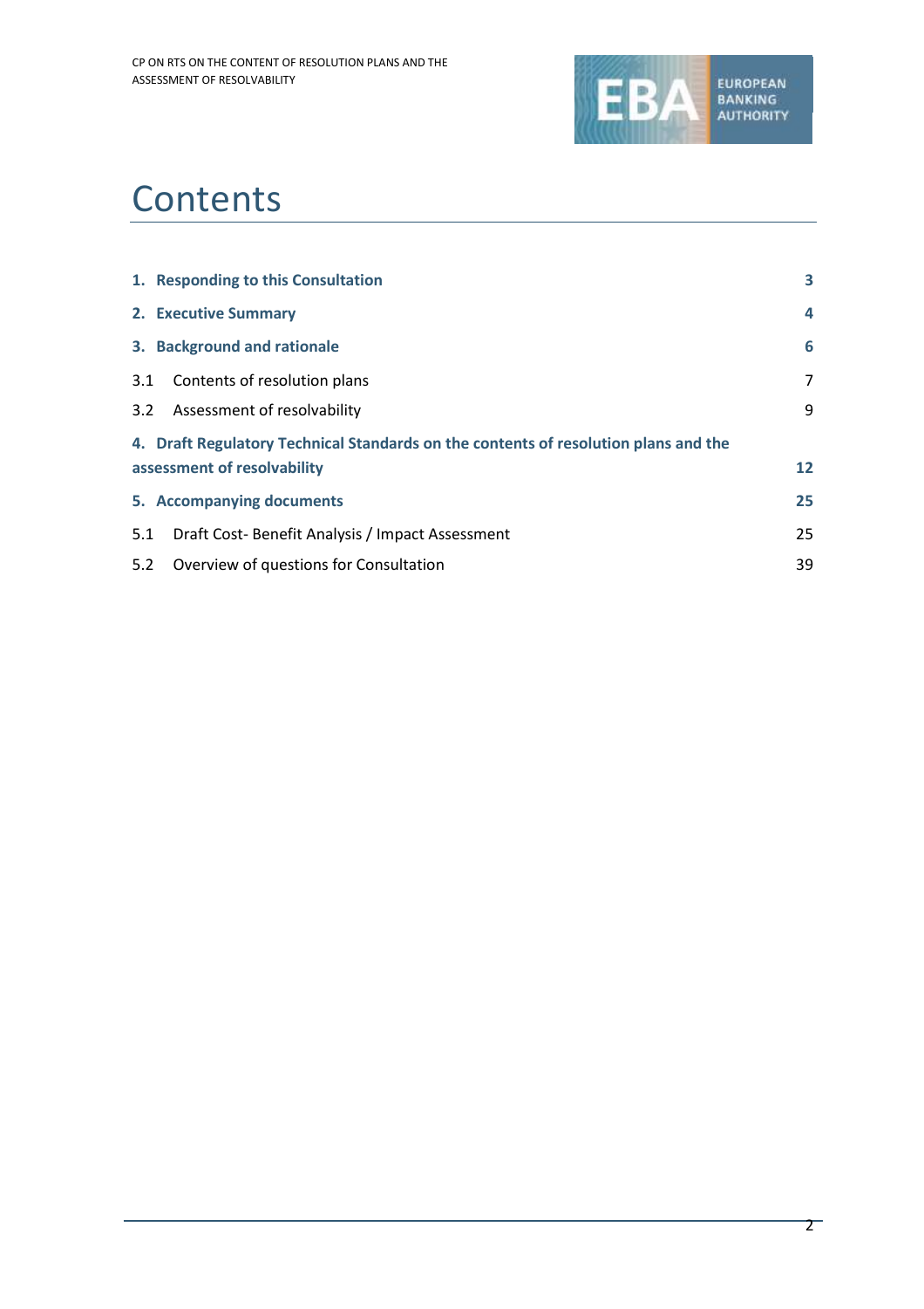# Contents

| | |
|---|---|
| **1. Responding to this Consultation** | **3** |
| **2. Executive Summary** | **4** |
| **3. Background and rationale** | **6** |
| 3.1 Contents of resolution plans | 7 |
| 3.2 Assessment of resolvability | 9 |
| **4. Draft Regulatory Technical Standards on the contents of resolution plans and the assessment of resolvability** | **12** |
| **5. Accompanying documents** | **25** |
| 5.1 Draft Cost- Benefit Analysis / Impact Assessment | 25 |
| 5.2 Overview of questions for Consultation | 39 |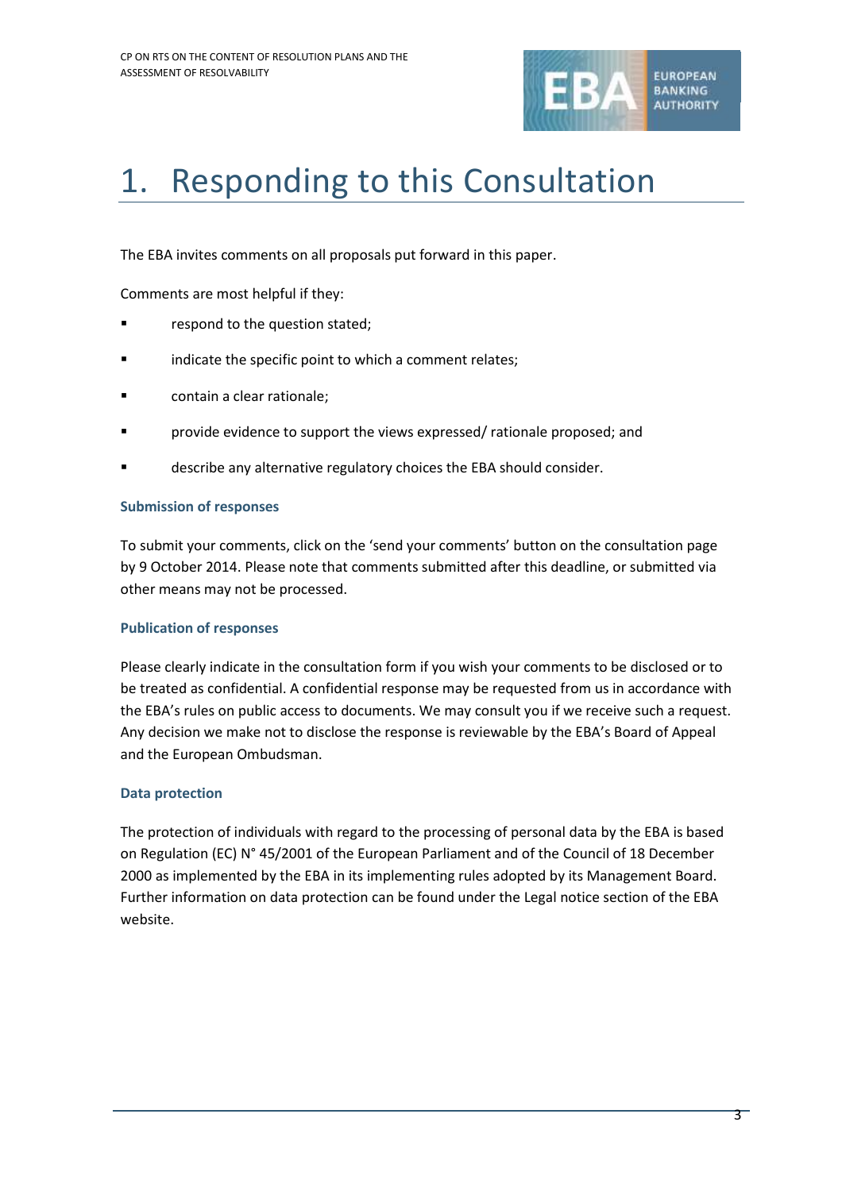# 1. Responding to this Consultation

The EBA invites comments on all proposals put forward in this paper.

Comments are most helpful if they:

- respond to the question stated;
- indicate the specific point to which a comment relates;
- contain a clear rationale;
- provide evidence to support the views expressed/ rationale proposed; and
- describe any alternative regulatory choices the EBA should consider.

### Submission of responses

To submit your comments, click on the 'send your comments' button on the consultation page by 9 October 2014. Please note that comments submitted after this deadline, or submitted via other means may not be processed.

### Publication of responses

Please clearly indicate in the consultation form if you wish your comments to be disclosed or to be treated as confidential. A confidential response may be requested from us in accordance with the EBA's rules on public access to documents. We may consult you if we receive such a request. Any decision we make not to disclose the response is reviewable by the EBA's Board of Appeal and the European Ombudsman.

### Data protection

The protection of individuals with regard to the processing of personal data by the EBA is based on Regulation (EC) N° 45/2001 of the European Parliament and of the Council of 18 December 2000 as implemented by the EBA in its implementing rules adopted by its Management Board. Further information on data protection can be found under the Legal notice section of the EBA website.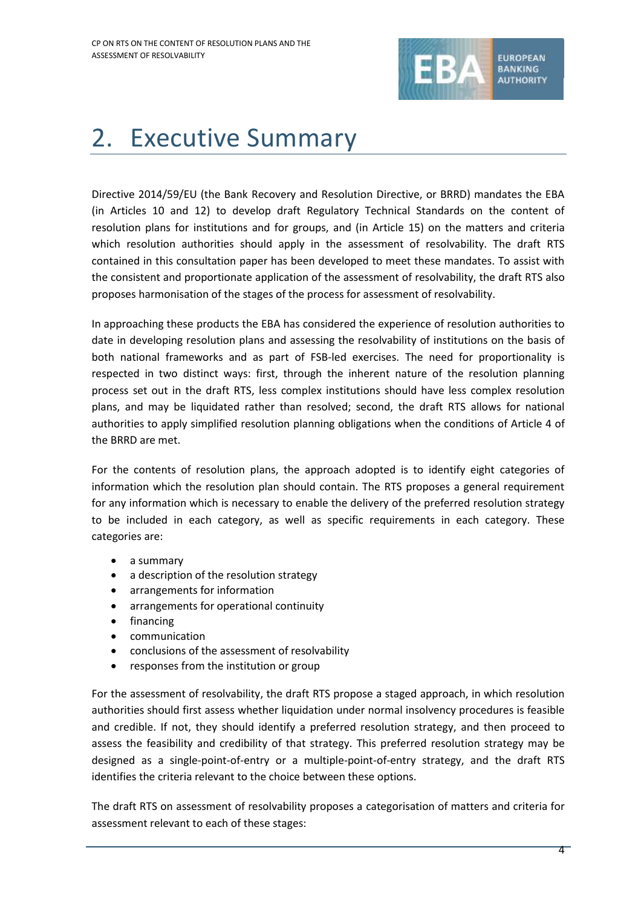# 2. Executive Summary

Directive 2014/59/EU (the Bank Recovery and Resolution Directive, or BRRD) mandates the EBA (in Articles 10 and 12) to develop draft Regulatory Technical Standards on the content of resolution plans for institutions and for groups, and (in Article 15) on the matters and criteria which resolution authorities should apply in the assessment of resolvability. The draft RTS contained in this consultation paper has been developed to meet these mandates. To assist with the consistent and proportionate application of the assessment of resolvability, the draft RTS also proposes harmonisation of the stages of the process for assessment of resolvability.

In approaching these products the EBA has considered the experience of resolution authorities to date in developing resolution plans and assessing the resolvability of institutions on the basis of both national frameworks and as part of FSB-led exercises. The need for proportionality is respected in two distinct ways: first, through the inherent nature of the resolution planning process set out in the draft RTS, less complex institutions should have less complex resolution plans, and may be liquidated rather than resolved; second, the draft RTS allows for national authorities to apply simplified resolution planning obligations when the conditions of Article 4 of the BRRD are met.

For the contents of resolution plans, the approach adopted is to identify eight categories of information which the resolution plan should contain. The RTS proposes a general requirement for any information which is necessary to enable the delivery of the preferred resolution strategy to be included in each category, as well as specific requirements in each category. These categories are:

- a summary
- a description of the resolution strategy
- arrangements for information
- arrangements for operational continuity
- financing
- communication
- conclusions of the assessment of resolvability
- responses from the institution or group

For the assessment of resolvability, the draft RTS propose a staged approach, in which resolution authorities should first assess whether liquidation under normal insolvency procedures is feasible and credible. If not, they should identify a preferred resolution strategy, and then proceed to assess the feasibility and credibility of that strategy. This preferred resolution strategy may be designed as a single-point-of-entry or a multiple-point-of-entry strategy, and the draft RTS identifies the criteria relevant to the choice between these options.

The draft RTS on assessment of resolvability proposes a categorisation of matters and criteria for assessment relevant to each of these stages: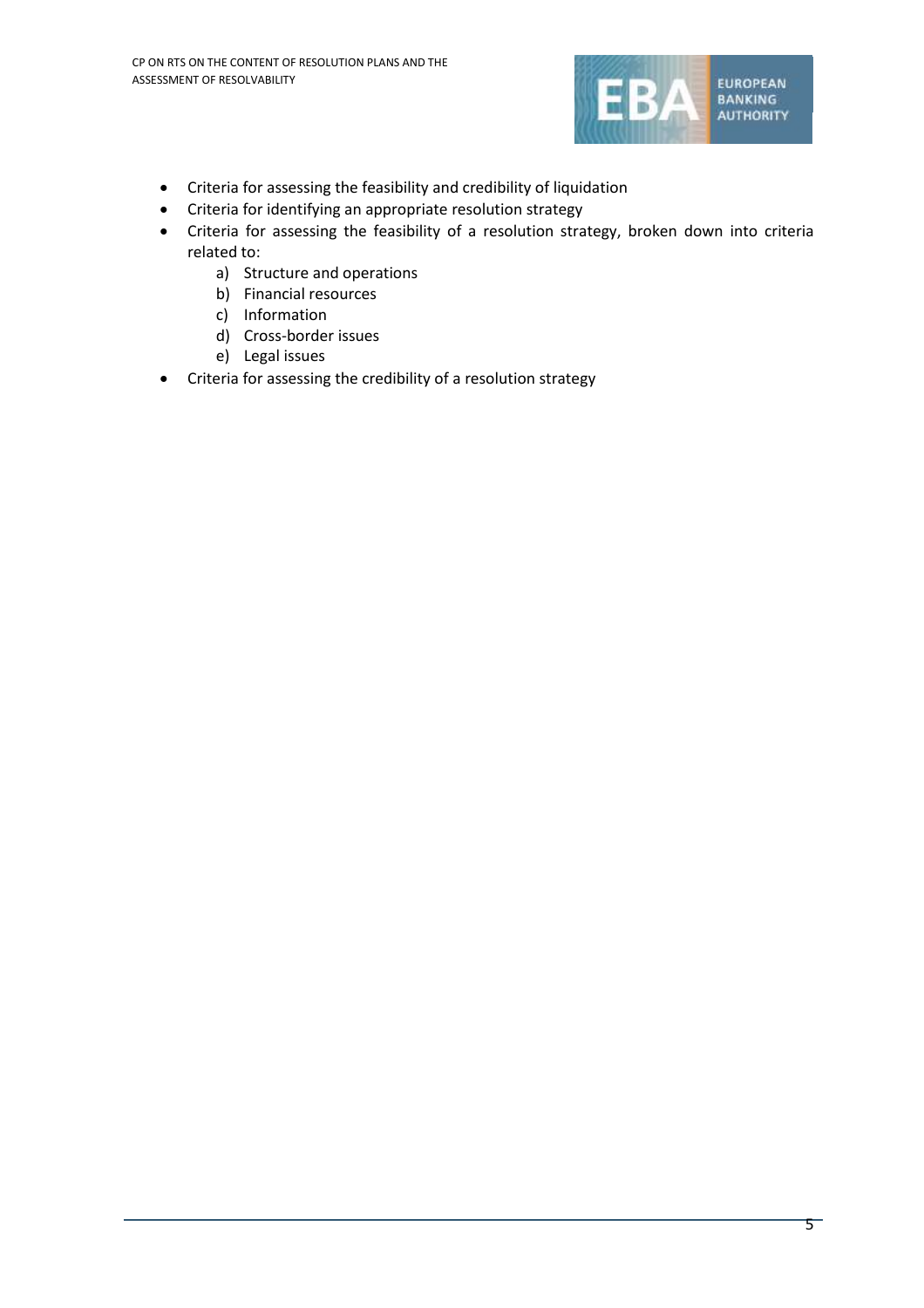- Criteria for assessing the feasibility and credibility of liquidation
- Criteria for identifying an appropriate resolution strategy
- Criteria for assessing the feasibility of a resolution strategy, broken down into criteria related to:
    a) Structure and operations
    b) Financial resources
    c) Information
    d) Cross-border issues
    e) Legal issues
- Criteria for assessing the credibility of a resolution strategy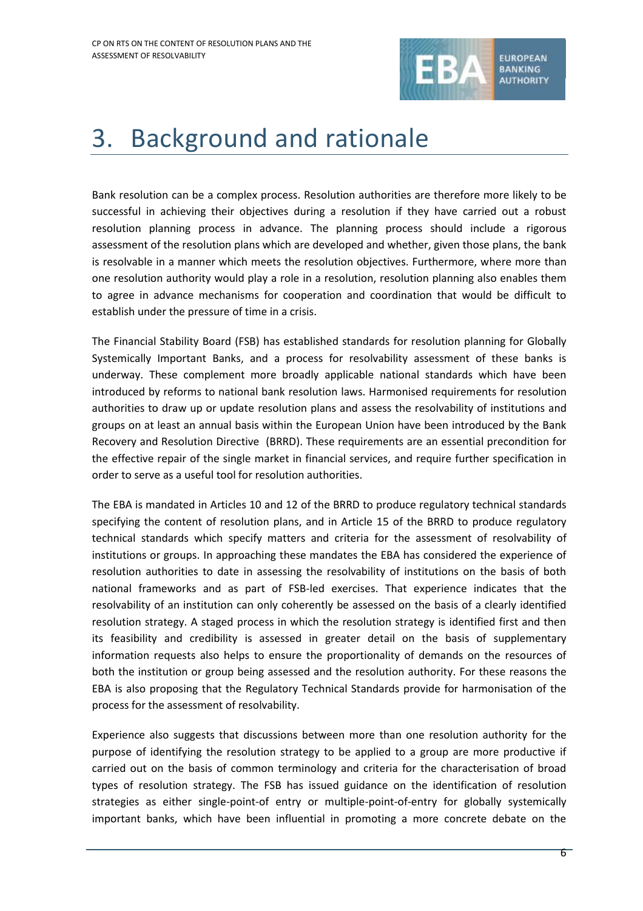# 3. Background and rationale

Bank resolution can be a complex process. Resolution authorities are therefore more likely to be successful in achieving their objectives during a resolution if they have carried out a robust resolution planning process in advance. The planning process should include a rigorous assessment of the resolution plans which are developed and whether, given those plans, the bank is resolvable in a manner which meets the resolution objectives. Furthermore, where more than one resolution authority would play a role in a resolution, resolution planning also enables them to agree in advance mechanisms for cooperation and coordination that would be difficult to establish under the pressure of time in a crisis.

The Financial Stability Board (FSB) has established standards for resolution planning for Globally Systemically Important Banks, and a process for resolvability assessment of these banks is underway. These complement more broadly applicable national standards which have been introduced by reforms to national bank resolution laws. Harmonised requirements for resolution authorities to draw up or update resolution plans and assess the resolvability of institutions and groups on at least an annual basis within the European Union have been introduced by the Bank Recovery and Resolution Directive (BRRD). These requirements are an essential precondition for the effective repair of the single market in financial services, and require further specification in order to serve as a useful tool for resolution authorities.

The EBA is mandated in Articles 10 and 12 of the BRRD to produce regulatory technical standards specifying the content of resolution plans, and in Article 15 of the BRRD to produce regulatory technical standards which specify matters and criteria for the assessment of resolvability of institutions or groups. In approaching these mandates the EBA has considered the experience of resolution authorities to date in assessing the resolvability of institutions on the basis of both national frameworks and as part of FSB-led exercises. That experience indicates that the resolvability of an institution can only coherently be assessed on the basis of a clearly identified resolution strategy. A staged process in which the resolution strategy is identified first and then its feasibility and credibility is assessed in greater detail on the basis of supplementary information requests also helps to ensure the proportionality of demands on the resources of both the institution or group being assessed and the resolution authority. For these reasons the EBA is also proposing that the Regulatory Technical Standards provide for harmonisation of the process for the assessment of resolvability.

Experience also suggests that discussions between more than one resolution authority for the purpose of identifying the resolution strategy to be applied to a group are more productive if carried out on the basis of common terminology and criteria for the characterisation of broad types of resolution strategy. The FSB has issued guidance on the identification of resolution strategies as either single-point-of entry or multiple-point-of-entry for globally systemically important banks, which have been influential in promoting a more concrete debate on the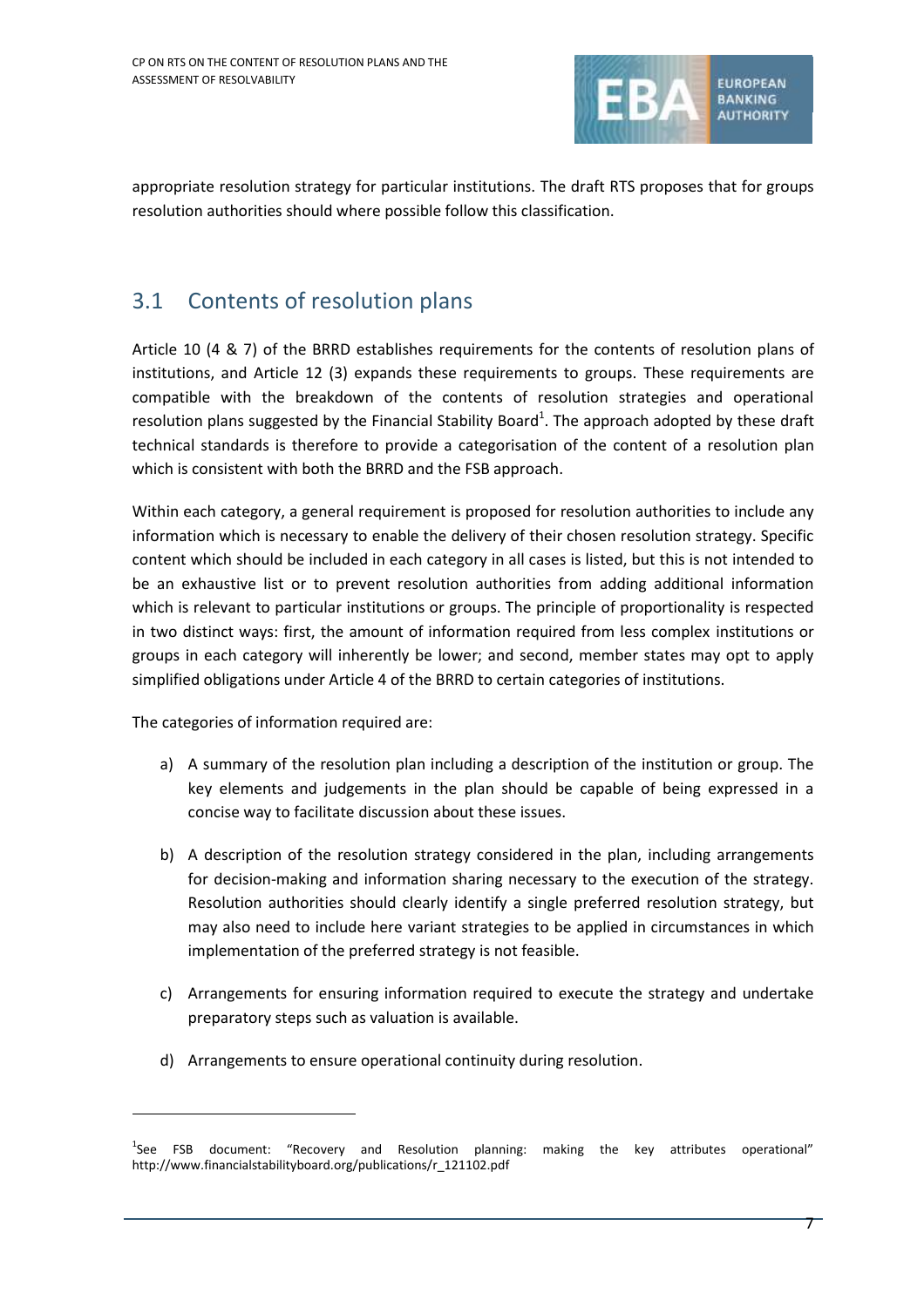appropriate resolution strategy for particular institutions. The draft RTS proposes that for groups resolution authorities should where possible follow this classification.

## 3.1 Contents of resolution plans

Article 10 (4 & 7) of the BRRD establishes requirements for the contents of resolution plans of institutions, and Article 12 (3) expands these requirements to groups. These requirements are compatible with the breakdown of the contents of resolution strategies and operational resolution plans suggested by the Financial Stability Board[1]. The approach adopted by these draft technical standards is therefore to provide a categorisation of the content of a resolution plan which is consistent with both the BRRD and the FSB approach.

Within each category, a general requirement is proposed for resolution authorities to include any information which is necessary to enable the delivery of their chosen resolution strategy. Specific content which should be included in each category in all cases is listed, but this is not intended to be an exhaustive list or to prevent resolution authorities from adding additional information which is relevant to particular institutions or groups. The principle of proportionality is respected in two distinct ways: first, the amount of information required from less complex institutions or groups in each category will inherently be lower; and second, member states may opt to apply simplified obligations under Article 4 of the BRRD to certain categories of institutions.

The categories of information required are:

a) A summary of the resolution plan including a description of the institution or group. The key elements and judgements in the plan should be capable of being expressed in a concise way to facilitate discussion about these issues.

b) A description of the resolution strategy considered in the plan, including arrangements for decision-making and information sharing necessary to the execution of the strategy. Resolution authorities should clearly identify a single preferred resolution strategy, but may also need to include here variant strategies to be applied in circumstances in which implementation of the preferred strategy is not feasible.

c) Arrangements for ensuring information required to execute the strategy and undertake preparatory steps such as valuation is available.

d) Arrangements to ensure operational continuity during resolution.

[1] See FSB document: "Recovery and Resolution planning: making the key attributes operational" http://www.financialstabilityboard.org/publications/r_121102.pdf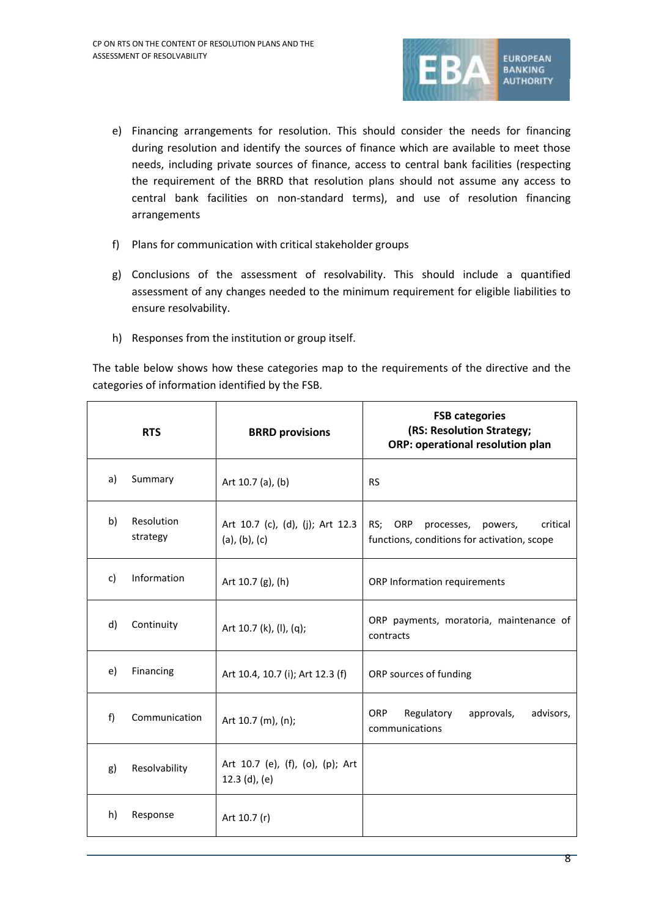e) Financing arrangements for resolution. This should consider the needs for financing during resolution and identify the sources of finance which are available to meet those needs, including private sources of finance, access to central bank facilities (respecting the requirement of the BRRD that resolution plans should not assume any access to central bank facilities on non-standard terms), and use of resolution financing arrangements

f) Plans for communication with critical stakeholder groups

g) Conclusions of the assessment of resolvability. This should include a quantified assessment of any changes needed to the minimum requirement for eligible liabilities to ensure resolvability.

h) Responses from the institution or group itself.

The table below shows how these categories map to the requirements of the directive and the categories of information identified by the FSB.

| RTS | | BRRD provisions | FSB categories (RS: Resolution Strategy; ORP: operational resolution plan |
|---|---|---|---|
| a) | Summary | Art 10.7 (a), (b) | RS |
| b) | Resolution strategy | Art 10.7 (c), (d), (j); Art 12.3 (a), (b), (c) | RS; ORP processes, powers, critical functions, conditions for activation, scope |
| c) | Information | Art 10.7 (g), (h) | ORP Information requirements |
| d) | Continuity | Art 10.7 (k), (l), (q); | ORP payments, moratoria, maintenance of contracts |
| e) | Financing | Art 10.4, 10.7 (i); Art 12.3 (f) | ORP sources of funding |
| f) | Communication | Art 10.7 (m), (n); | ORP Regulatory approvals, advisors, communications |
| g) | Resolvability | Art 10.7 (e), (f), (o), (p); Art 12.3 (d), (e) | |
| h) | Response | Art 10.7 (r) | |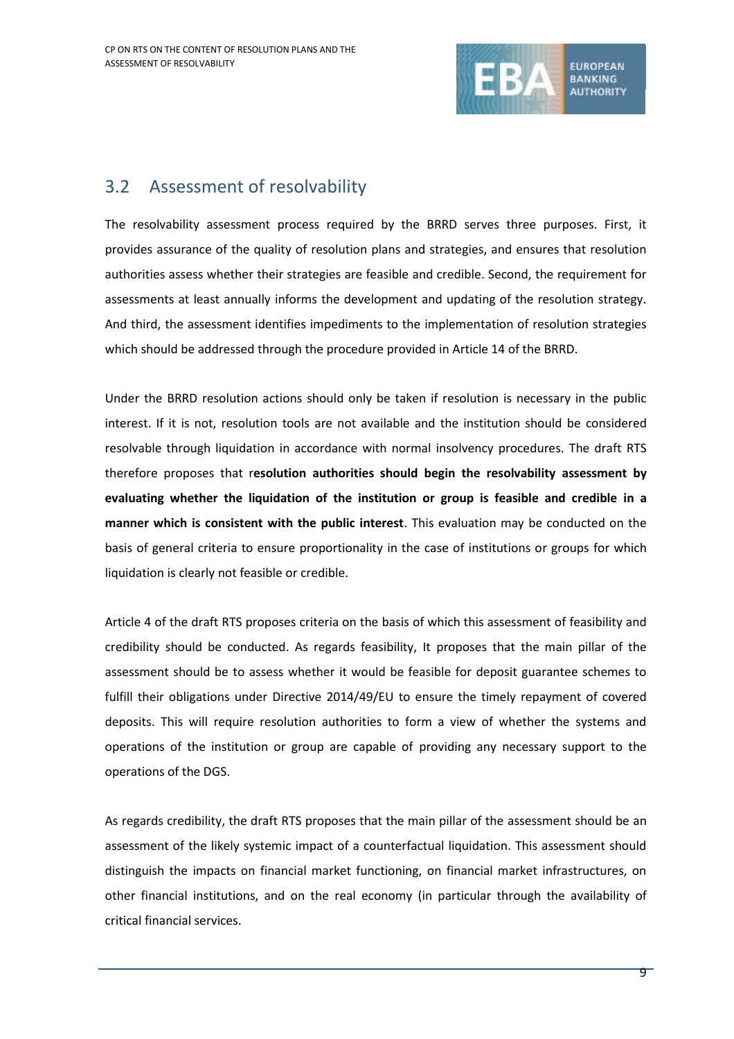## 3.2 Assessment of resolvability

The resolvability assessment process required by the BRRD serves three purposes. First, it provides assurance of the quality of resolution plans and strategies, and ensures that resolution authorities assess whether their strategies are feasible and credible. Second, the requirement for assessments at least annually informs the development and updating of the resolution strategy. And third, the assessment identifies impediments to the implementation of resolution strategies which should be addressed through the procedure provided in Article 14 of the BRRD.

Under the BRRD resolution actions should only be taken if resolution is necessary in the public interest. If it is not, resolution tools are not available and the institution should be considered resolvable through liquidation in accordance with normal insolvency procedures. The draft RTS therefore proposes that r**esolution authorities should begin the resolvability assessment by evaluating whether the liquidation of the institution or group is feasible and credible in a manner which is consistent with the public interest**. This evaluation may be conducted on the basis of general criteria to ensure proportionality in the case of institutions or groups for which liquidation is clearly not feasible or credible.

Article 4 of the draft RTS proposes criteria on the basis of which this assessment of feasibility and credibility should be conducted. As regards feasibility, It proposes that the main pillar of the assessment should be to assess whether it would be feasible for deposit guarantee schemes to fulfill their obligations under Directive 2014/49/EU to ensure the timely repayment of covered deposits. This will require resolution authorities to form a view of whether the systems and operations of the institution or group are capable of providing any necessary support to the operations of the DGS.

As regards credibility, the draft RTS proposes that the main pillar of the assessment should be an assessment of the likely systemic impact of a counterfactual liquidation. This assessment should distinguish the impacts on financial market functioning, on financial market infrastructures, on other financial institutions, and on the real economy (in particular through the availability of critical financial services.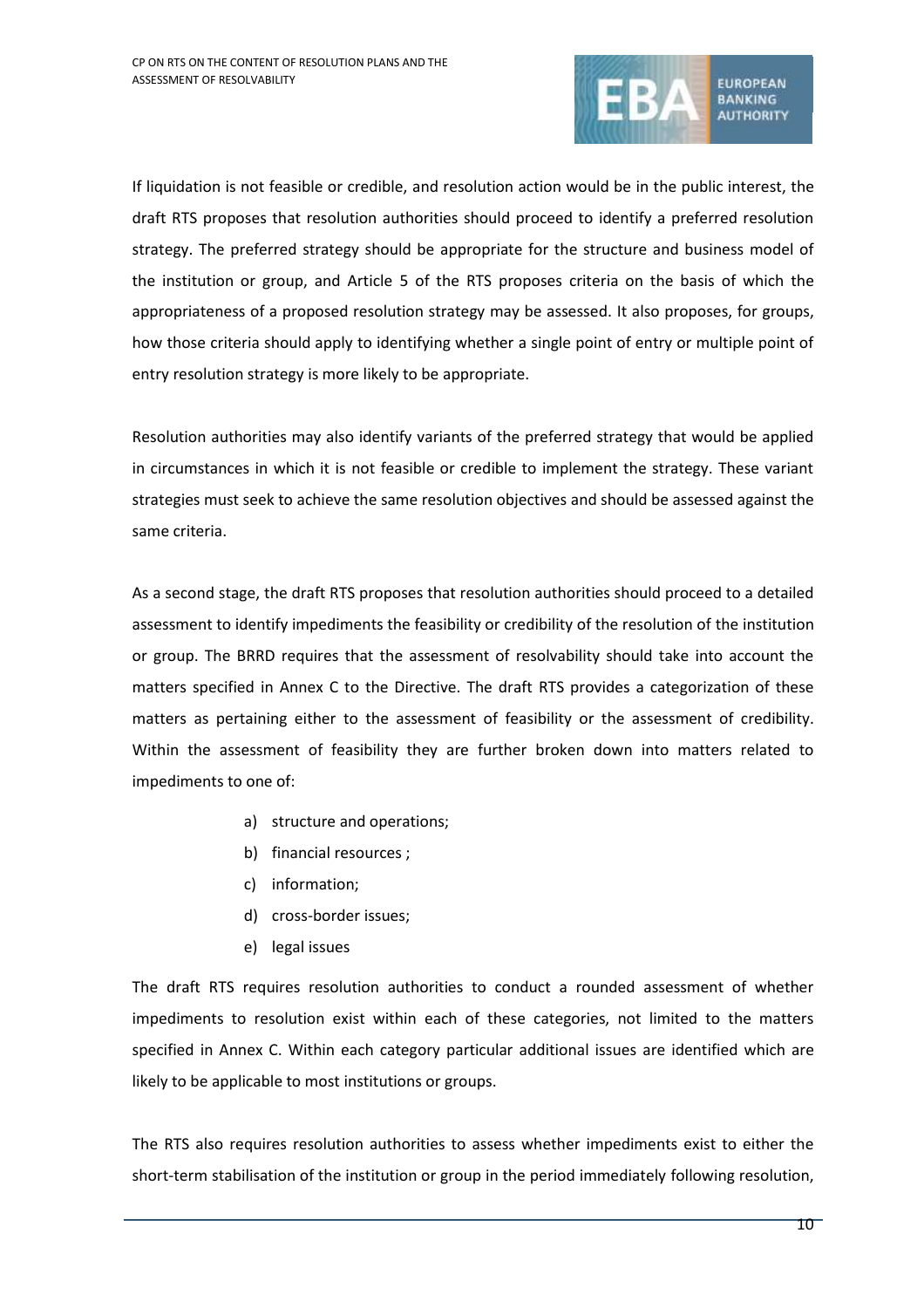If liquidation is not feasible or credible, and resolution action would be in the public interest, the draft RTS proposes that resolution authorities should proceed to identify a preferred resolution strategy. The preferred strategy should be appropriate for the structure and business model of the institution or group, and Article 5 of the RTS proposes criteria on the basis of which the appropriateness of a proposed resolution strategy may be assessed. It also proposes, for groups, how those criteria should apply to identifying whether a single point of entry or multiple point of entry resolution strategy is more likely to be appropriate.

Resolution authorities may also identify variants of the preferred strategy that would be applied in circumstances in which it is not feasible or credible to implement the strategy. These variant strategies must seek to achieve the same resolution objectives and should be assessed against the same criteria.

As a second stage, the draft RTS proposes that resolution authorities should proceed to a detailed assessment to identify impediments the feasibility or credibility of the resolution of the institution or group. The BRRD requires that the assessment of resolvability should take into account the matters specified in Annex C to the Directive. The draft RTS provides a categorization of these matters as pertaining either to the assessment of feasibility or the assessment of credibility. Within the assessment of feasibility they are further broken down into matters related to impediments to one of:

a) structure and operations;
b) financial resources ;
c) information;
d) cross-border issues;
e) legal issues

The draft RTS requires resolution authorities to conduct a rounded assessment of whether impediments to resolution exist within each of these categories, not limited to the matters specified in Annex C. Within each category particular additional issues are identified which are likely to be applicable to most institutions or groups.

The RTS also requires resolution authorities to assess whether impediments exist to either the short-term stabilisation of the institution or group in the period immediately following resolution,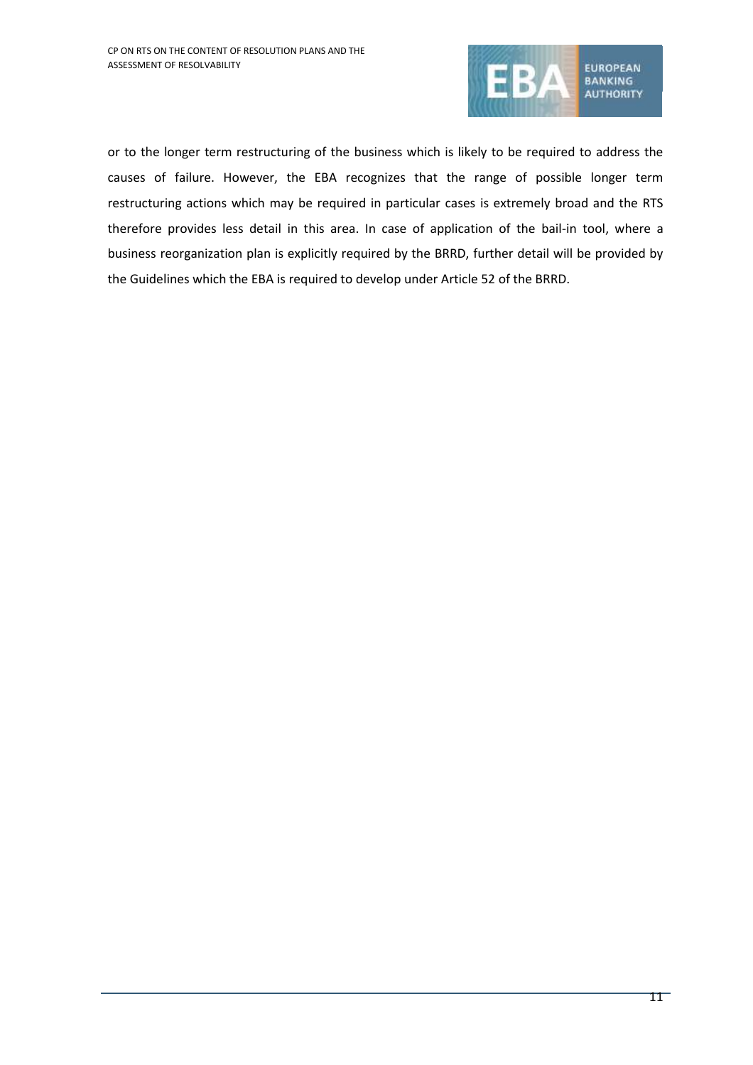or to the longer term restructuring of the business which is likely to be required to address the causes of failure. However, the EBA recognizes that the range of possible longer term restructuring actions which may be required in particular cases is extremely broad and the RTS therefore provides less detail in this area. In case of application of the bail-in tool, where a business reorganization plan is explicitly required by the BRRD, further detail will be provided by the Guidelines which the EBA is required to develop under Article 52 of the BRRD.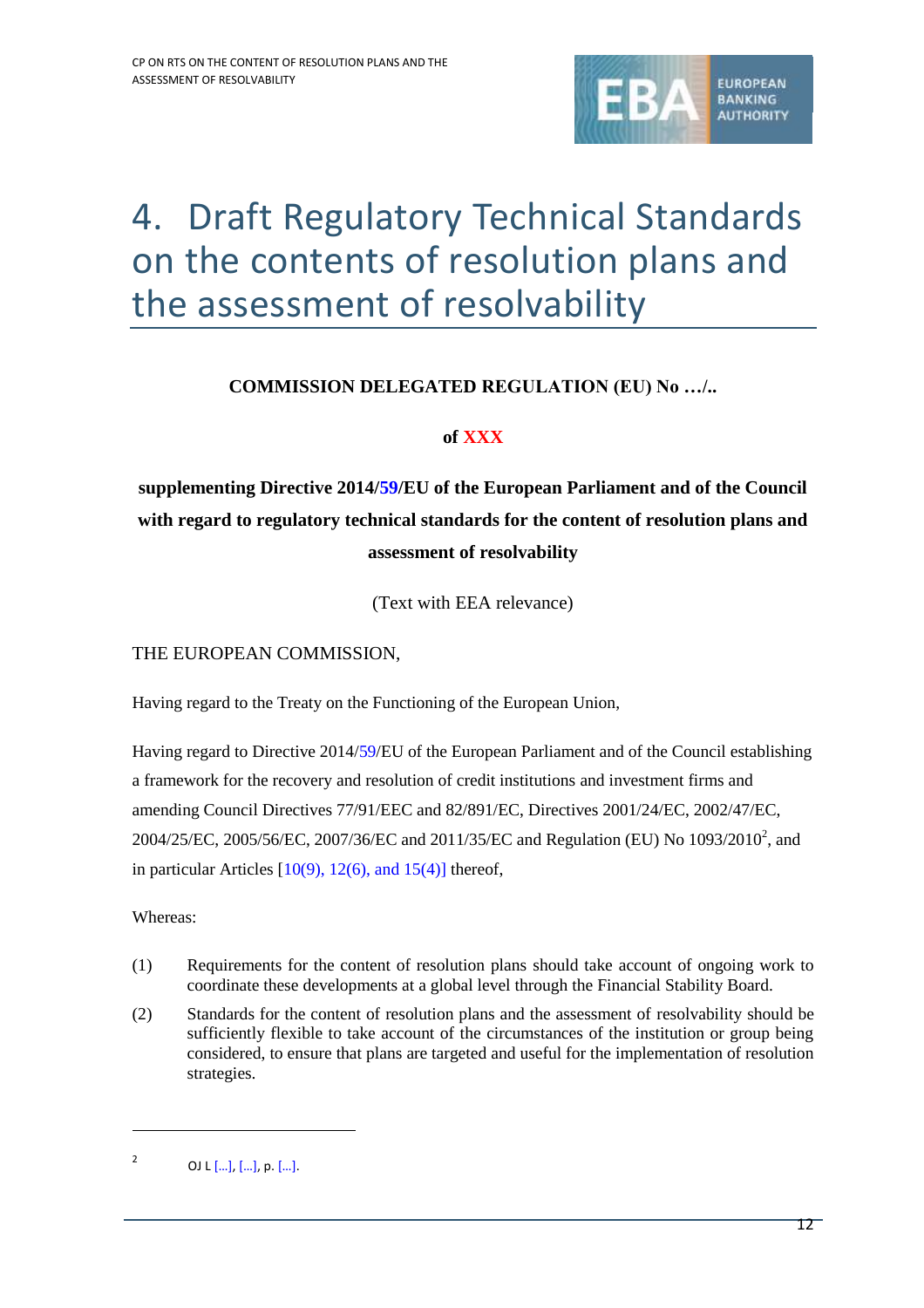# 4. Draft Regulatory Technical Standards on the contents of resolution plans and the assessment of resolvability

**COMMISSION DELEGATED REGULATION (EU) No …/..**

**of XXX**

**supplementing Directive 2014/59/EU of the European Parliament and of the Council with regard to regulatory technical standards for the content of resolution plans and assessment of resolvability**

(Text with EEA relevance)

THE EUROPEAN COMMISSION,

Having regard to the Treaty on the Functioning of the European Union,

Having regard to Directive 2014/59/EU of the European Parliament and of the Council establishing a framework for the recovery and resolution of credit institutions and investment firms and amending Council Directives 77/91/EEC and 82/891/EC, Directives 2001/24/EC, 2002/47/EC, 2004/25/EC, 2005/56/EC, 2007/36/EC and 2011/35/EC and Regulation (EU) No 1093/2010[2], and in particular Articles [10(9), 12(6), and 15(4)] thereof,

Whereas:

(1) Requirements for the content of resolution plans should take account of ongoing work to coordinate these developments at a global level through the Financial Stability Board.

(2) Standards for the content of resolution plans and the assessment of resolvability should be sufficiently flexible to take account of the circumstances of the institution or group being considered, to ensure that plans are targeted and useful for the implementation of resolution strategies.

---

[2] OJ L […], […], p. […].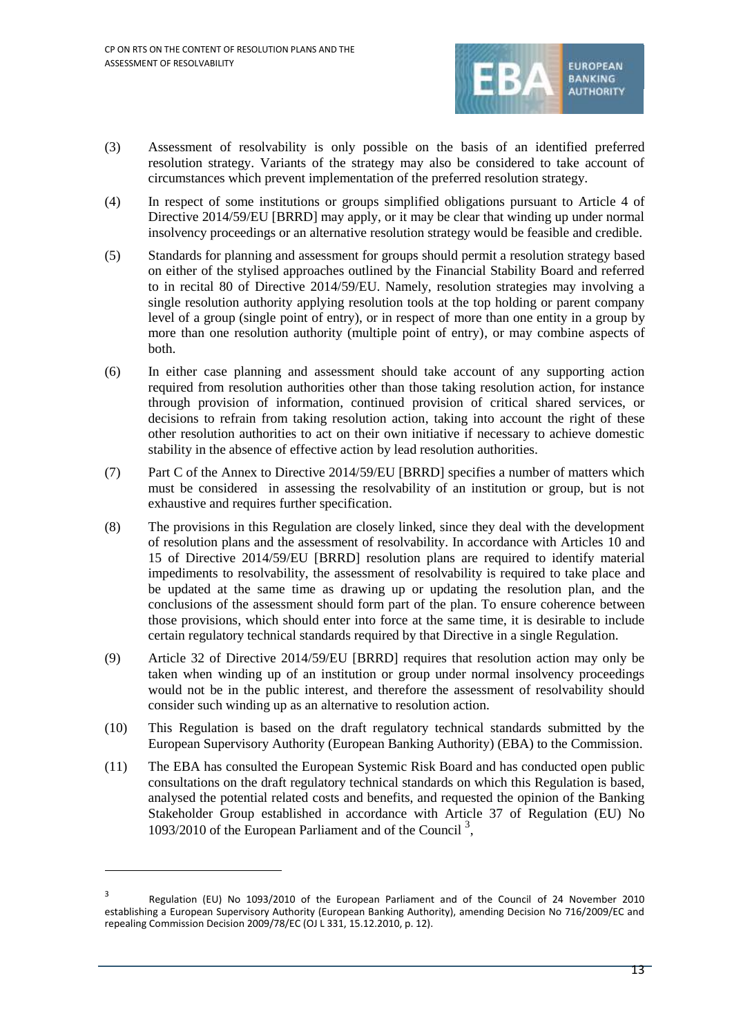(3) Assessment of resolvability is only possible on the basis of an identified preferred resolution strategy. Variants of the strategy may also be considered to take account of circumstances which prevent implementation of the preferred resolution strategy.

(4) In respect of some institutions or groups simplified obligations pursuant to Article 4 of Directive 2014/59/EU [BRRD] may apply, or it may be clear that winding up under normal insolvency proceedings or an alternative resolution strategy would be feasible and credible.

(5) Standards for planning and assessment for groups should permit a resolution strategy based on either of the stylised approaches outlined by the Financial Stability Board and referred to in recital 80 of Directive 2014/59/EU. Namely, resolution strategies may involving a single resolution authority applying resolution tools at the top holding or parent company level of a group (single point of entry), or in respect of more than one entity in a group by more than one resolution authority (multiple point of entry), or may combine aspects of both.

(6) In either case planning and assessment should take account of any supporting action required from resolution authorities other than those taking resolution action, for instance through provision of information, continued provision of critical shared services, or decisions to refrain from taking resolution action, taking into account the right of these other resolution authorities to act on their own initiative if necessary to achieve domestic stability in the absence of effective action by lead resolution authorities.

(7) Part C of the Annex to Directive 2014/59/EU [BRRD] specifies a number of matters which must be considered in assessing the resolvability of an institution or group, but is not exhaustive and requires further specification.

(8) The provisions in this Regulation are closely linked, since they deal with the development of resolution plans and the assessment of resolvability. In accordance with Articles 10 and 15 of Directive 2014/59/EU [BRRD] resolution plans are required to identify material impediments to resolvability, the assessment of resolvability is required to take place and be updated at the same time as drawing up or updating the resolution plan, and the conclusions of the assessment should form part of the plan. To ensure coherence between those provisions, which should enter into force at the same time, it is desirable to include certain regulatory technical standards required by that Directive in a single Regulation.

(9) Article 32 of Directive 2014/59/EU [BRRD] requires that resolution action may only be taken when winding up of an institution or group under normal insolvency proceedings would not be in the public interest, and therefore the assessment of resolvability should consider such winding up as an alternative to resolution action.

(10) This Regulation is based on the draft regulatory technical standards submitted by the European Supervisory Authority (European Banking Authority) (EBA) to the Commission.

(11) The EBA has consulted the European Systemic Risk Board and has conducted open public consultations on the draft regulatory technical standards on which this Regulation is based, analysed the potential related costs and benefits, and requested the opinion of the Banking Stakeholder Group established in accordance with Article 37 of Regulation (EU) No 1093/2010 of the European Parliament and of the Council [3],

---

[3] Regulation (EU) No 1093/2010 of the European Parliament and of the Council of 24 November 2010 establishing a European Supervisory Authority (European Banking Authority), amending Decision No 716/2009/EC and repealing Commission Decision 2009/78/EC (OJ L 331, 15.12.2010, p. 12).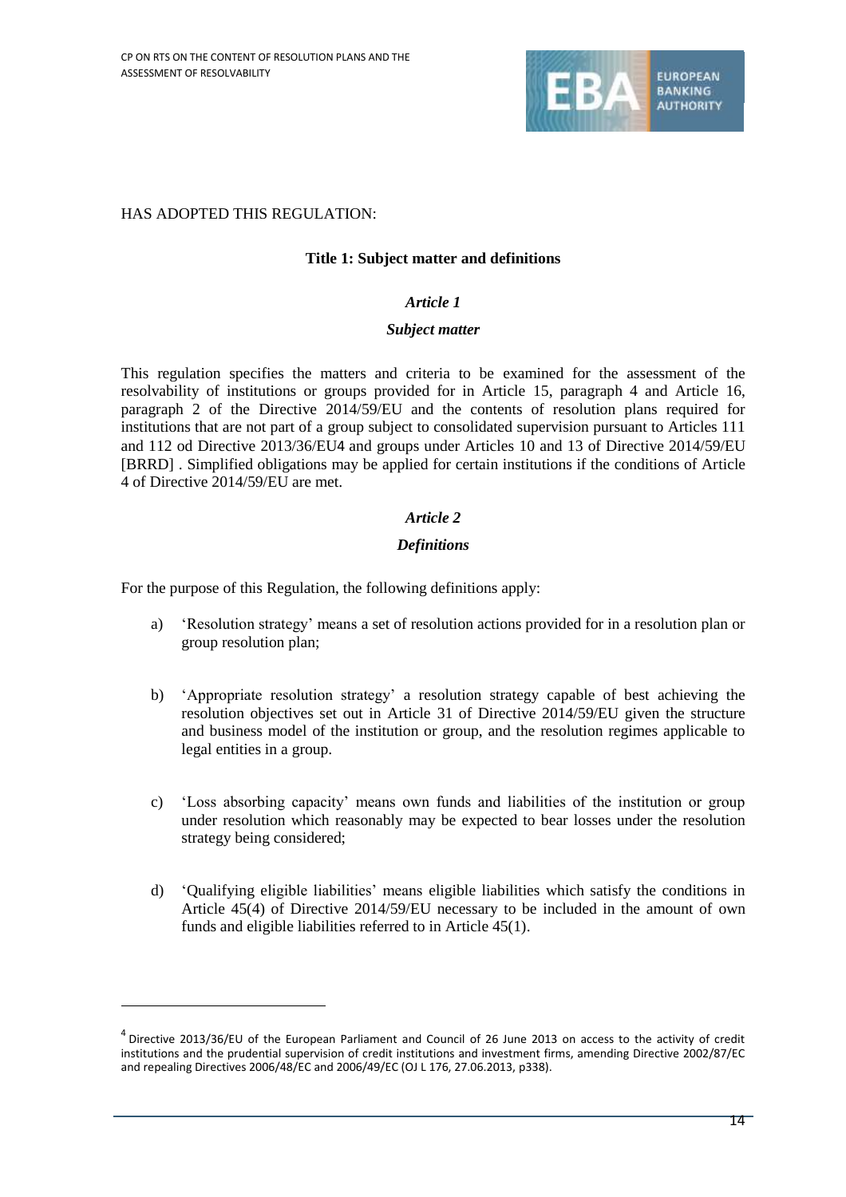HAS ADOPTED THIS REGULATION:

## Title 1: Subject matter and definitions

### *Article 1*

### *Subject matter*

This regulation specifies the matters and criteria to be examined for the assessment of the resolvability of institutions or groups provided for in Article 15, paragraph 4 and Article 16, paragraph 2 of the Directive 2014/59/EU and the contents of resolution plans required for institutions that are not part of a group subject to consolidated supervision pursuant to Articles 111 and 112 od Directive 2013/36/EU[4] and groups under Articles 10 and 13 of Directive 2014/59/EU [BRRD] . Simplified obligations may be applied for certain institutions if the conditions of Article 4 of Directive 2014/59/EU are met.

### *Article 2*

### *Definitions*

For the purpose of this Regulation, the following definitions apply:

a) 'Resolution strategy' means a set of resolution actions provided for in a resolution plan or group resolution plan;

b) 'Appropriate resolution strategy' a resolution strategy capable of best achieving the resolution objectives set out in Article 31 of Directive 2014/59/EU given the structure and business model of the institution or group, and the resolution regimes applicable to legal entities in a group.

c) 'Loss absorbing capacity' means own funds and liabilities of the institution or group under resolution which reasonably may be expected to bear losses under the resolution strategy being considered;

d) 'Qualifying eligible liabilities' means eligible liabilities which satisfy the conditions in Article 45(4) of Directive 2014/59/EU necessary to be included in the amount of own funds and eligible liabilities referred to in Article 45(1).

[4] Directive 2013/36/EU of the European Parliament and Council of 26 June 2013 on access to the activity of credit institutions and the prudential supervision of credit institutions and investment firms, amending Directive 2002/87/EC and repealing Directives 2006/48/EC and 2006/49/EC (OJ L 176, 27.06.2013, p338).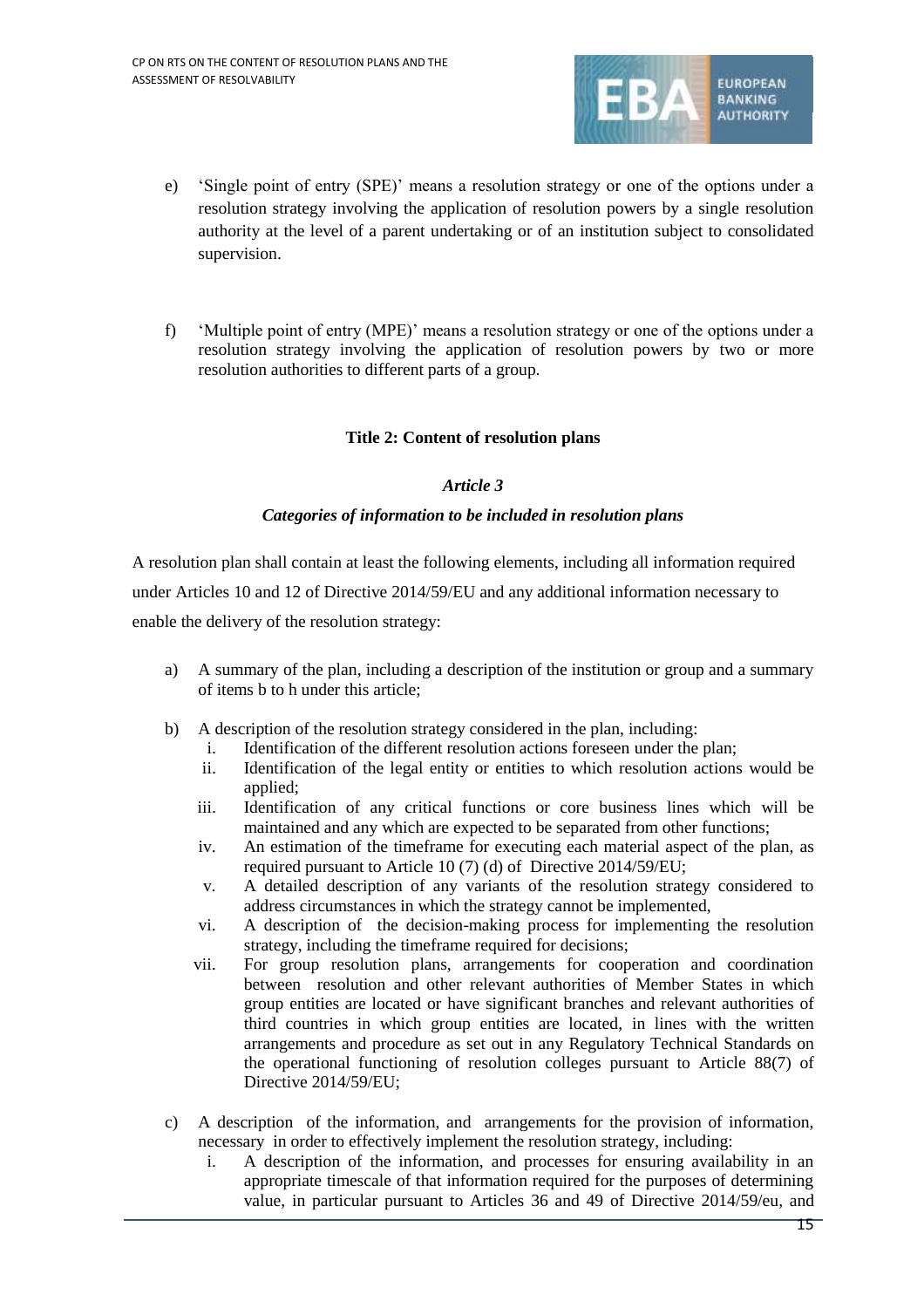e) 'Single point of entry (SPE)' means a resolution strategy or one of the options under a resolution strategy involving the application of resolution powers by a single resolution authority at the level of a parent undertaking or of an institution subject to consolidated supervision.

f) 'Multiple point of entry (MPE)' means a resolution strategy or one of the options under a resolution strategy involving the application of resolution powers by two or more resolution authorities to different parts of a group.

## Title 2: Content of resolution plans

### *Article 3*

### *Categories of information to be included in resolution plans*

A resolution plan shall contain at least the following elements, including all information required under Articles 10 and 12 of Directive 2014/59/EU and any additional information necessary to enable the delivery of the resolution strategy:

a) A summary of the plan, including a description of the institution or group and a summary of items b to h under this article;

b) A description of the resolution strategy considered in the plan, including:
   i. Identification of the different resolution actions foreseen under the plan;
   ii. Identification of the legal entity or entities to which resolution actions would be applied;
   iii. Identification of any critical functions or core business lines which will be maintained and any which are expected to be separated from other functions;
   iv. An estimation of the timeframe for executing each material aspect of the plan, as required pursuant to Article 10 (7) (d) of Directive 2014/59/EU;
   v. A detailed description of any variants of the resolution strategy considered to address circumstances in which the strategy cannot be implemented,
   vi. A description of the decision-making process for implementing the resolution strategy, including the timeframe required for decisions;
   vii. For group resolution plans, arrangements for cooperation and coordination between resolution and other relevant authorities of Member States in which group entities are located or have significant branches and relevant authorities of third countries in which group entities are located, in lines with the written arrangements and procedure as set out in any Regulatory Technical Standards on the operational functioning of resolution colleges pursuant to Article 88(7) of Directive 2014/59/EU;

c) A description of the information, and arrangements for the provision of information, necessary in order to effectively implement the resolution strategy, including:
   i. A description of the information, and processes for ensuring availability in an appropriate timescale of that information required for the purposes of determining value, in particular pursuant to Articles 36 and 49 of Directive 2014/59/eu, and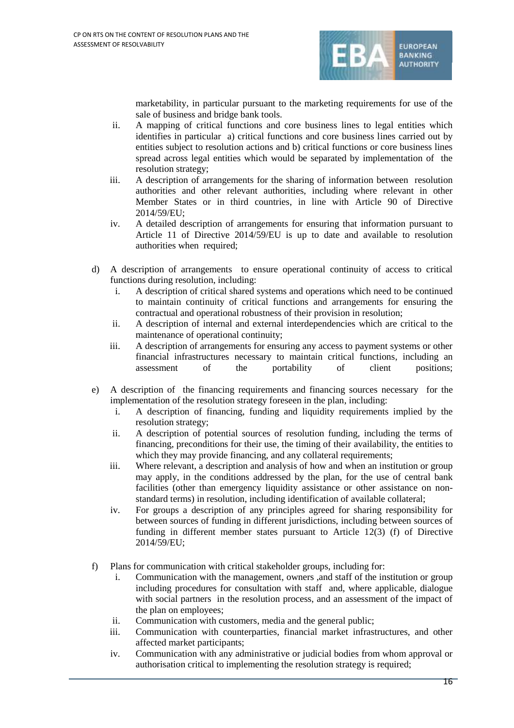marketability, in particular pursuant to the marketing requirements for use of the sale of business and bridge bank tools.

ii. A mapping of critical functions and core business lines to legal entities which identifies in particular a) critical functions and core business lines carried out by entities subject to resolution actions and b) critical functions or core business lines spread across legal entities which would be separated by implementation of the resolution strategy;

iii. A description of arrangements for the sharing of information between resolution authorities and other relevant authorities, including where relevant in other Member States or in third countries, in line with Article 90 of Directive 2014/59/EU;

iv. A detailed description of arrangements for ensuring that information pursuant to Article 11 of Directive 2014/59/EU is up to date and available to resolution authorities when required;

d) A description of arrangements to ensure operational continuity of access to critical functions during resolution, including:

i. A description of critical shared systems and operations which need to be continued to maintain continuity of critical functions and arrangements for ensuring the contractual and operational robustness of their provision in resolution;

ii. A description of internal and external interdependencies which are critical to the maintenance of operational continuity;

iii. A description of arrangements for ensuring any access to payment systems or other financial infrastructures necessary to maintain critical functions, including an assessment of the portability of client positions;

e) A description of the financing requirements and financing sources necessary for the implementation of the resolution strategy foreseen in the plan, including:

i. A description of financing, funding and liquidity requirements implied by the resolution strategy;

ii. A description of potential sources of resolution funding, including the terms of financing, preconditions for their use, the timing of their availability, the entities to which they may provide financing, and any collateral requirements;

iii. Where relevant, a description and analysis of how and when an institution or group may apply, in the conditions addressed by the plan, for the use of central bank facilities (other than emergency liquidity assistance or other assistance on non-standard terms) in resolution, including identification of available collateral;

iv. For groups a description of any principles agreed for sharing responsibility for between sources of funding in different jurisdictions, including between sources of funding in different member states pursuant to Article 12(3) (f) of Directive 2014/59/EU;

f) Plans for communication with critical stakeholder groups, including for:

i. Communication with the management, owners ,and staff of the institution or group including procedures for consultation with staff and, where applicable, dialogue with social partners in the resolution process, and an assessment of the impact of the plan on employees;

ii. Communication with customers, media and the general public;

iii. Communication with counterparties, financial market infrastructures, and other affected market participants;

iv. Communication with any administrative or judicial bodies from whom approval or authorisation critical to implementing the resolution strategy is required;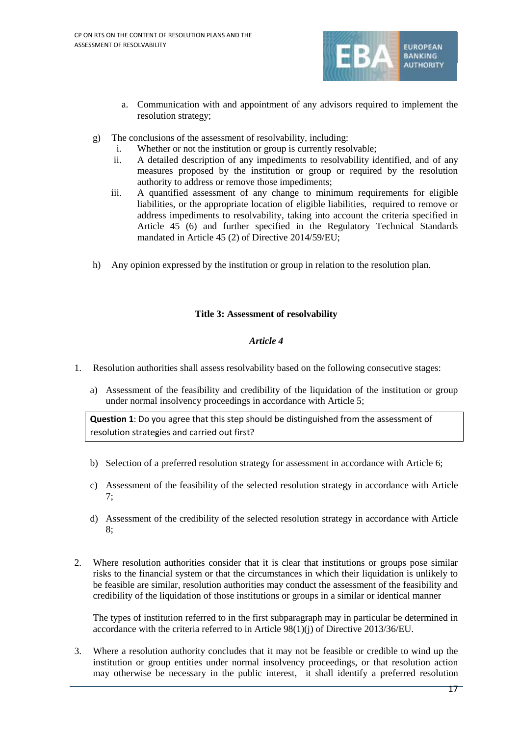a. Communication with and appointment of any advisors required to implement the resolution strategy;

g) The conclusions of the assessment of resolvability, including:
   i. Whether or not the institution or group is currently resolvable;
   ii. A detailed description of any impediments to resolvability identified, and of any measures proposed by the institution or group or required by the resolution authority to address or remove those impediments;
   iii. A quantified assessment of any change to minimum requirements for eligible liabilities, or the appropriate location of eligible liabilities, required to remove or address impediments to resolvability, taking into account the criteria specified in Article 45 (6) and further specified in the Regulatory Technical Standards mandated in Article 45 (2) of Directive 2014/59/EU;

h) Any opinion expressed by the institution or group in relation to the resolution plan.

## Title 3: Assessment of resolvability

### *Article 4*

1. Resolution authorities shall assess resolvability based on the following consecutive stages:

   a) Assessment of the feasibility and credibility of the liquidation of the institution or group under normal insolvency proceedings in accordance with Article 5;

   > **Question 1**: Do you agree that this step should be distinguished from the assessment of resolution strategies and carried out first?

   b) Selection of a preferred resolution strategy for assessment in accordance with Article 6;

   c) Assessment of the feasibility of the selected resolution strategy in accordance with Article 7;

   d) Assessment of the credibility of the selected resolution strategy in accordance with Article 8;

2. Where resolution authorities consider that it is clear that institutions or groups pose similar risks to the financial system or that the circumstances in which their liquidation is unlikely to be feasible are similar, resolution authorities may conduct the assessment of the feasibility and credibility of the liquidation of those institutions or groups in a similar or identical manner

   The types of institution referred to in the first subparagraph may in particular be determined in accordance with the criteria referred to in Article 98(1)(j) of Directive 2013/36/EU.

3. Where a resolution authority concludes that it may not be feasible or credible to wind up the institution or group entities under normal insolvency proceedings, or that resolution action may otherwise be necessary in the public interest, it shall identify a preferred resolution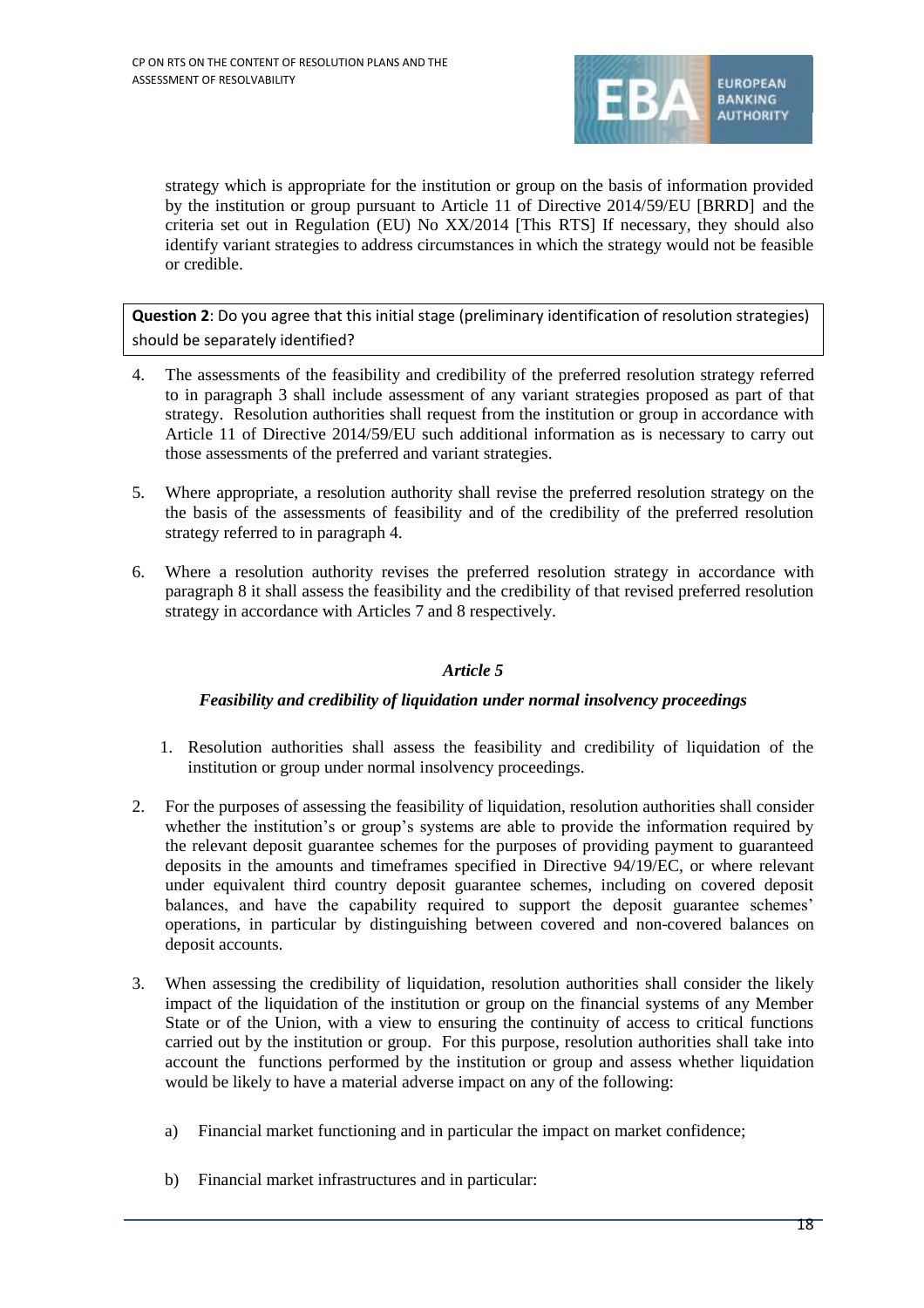strategy which is appropriate for the institution or group on the basis of information provided by the institution or group pursuant to Article 11 of Directive 2014/59/EU [BRRD] and the criteria set out in Regulation (EU) No XX/2014 [This RTS] If necessary, they should also identify variant strategies to address circumstances in which the strategy would not be feasible or credible.

| **Question 2**: Do you agree that this initial stage (preliminary identification of resolution strategies) should be separately identified? |
|---|

4. The assessments of the feasibility and credibility of the preferred resolution strategy referred to in paragraph 3 shall include assessment of any variant strategies proposed as part of that strategy. Resolution authorities shall request from the institution or group in accordance with Article 11 of Directive 2014/59/EU such additional information as is necessary to carry out those assessments of the preferred and variant strategies.

5. Where appropriate, a resolution authority shall revise the preferred resolution strategy on the the basis of the assessments of feasibility and of the credibility of the preferred resolution strategy referred to in paragraph 4.

6. Where a resolution authority revises the preferred resolution strategy in accordance with paragraph 8 it shall assess the feasibility and the credibility of that revised preferred resolution strategy in accordance with Articles 7 and 8 respectively.

### *Article 5*

#### *Feasibility and credibility of liquidation under normal insolvency proceedings*

1. Resolution authorities shall assess the feasibility and credibility of liquidation of the institution or group under normal insolvency proceedings.

2. For the purposes of assessing the feasibility of liquidation, resolution authorities shall consider whether the institution's or group's systems are able to provide the information required by the relevant deposit guarantee schemes for the purposes of providing payment to guaranteed deposits in the amounts and timeframes specified in Directive 94/19/EC, or where relevant under equivalent third country deposit guarantee schemes, including on covered deposit balances, and have the capability required to support the deposit guarantee schemes' operations, in particular by distinguishing between covered and non-covered balances on deposit accounts.

3. When assessing the credibility of liquidation, resolution authorities shall consider the likely impact of the liquidation of the institution or group on the financial systems of any Member State or of the Union, with a view to ensuring the continuity of access to critical functions carried out by the institution or group. For this purpose, resolution authorities shall take into account the functions performed by the institution or group and assess whether liquidation would be likely to have a material adverse impact on any of the following:

   a) Financial market functioning and in particular the impact on market confidence;

   b) Financial market infrastructures and in particular: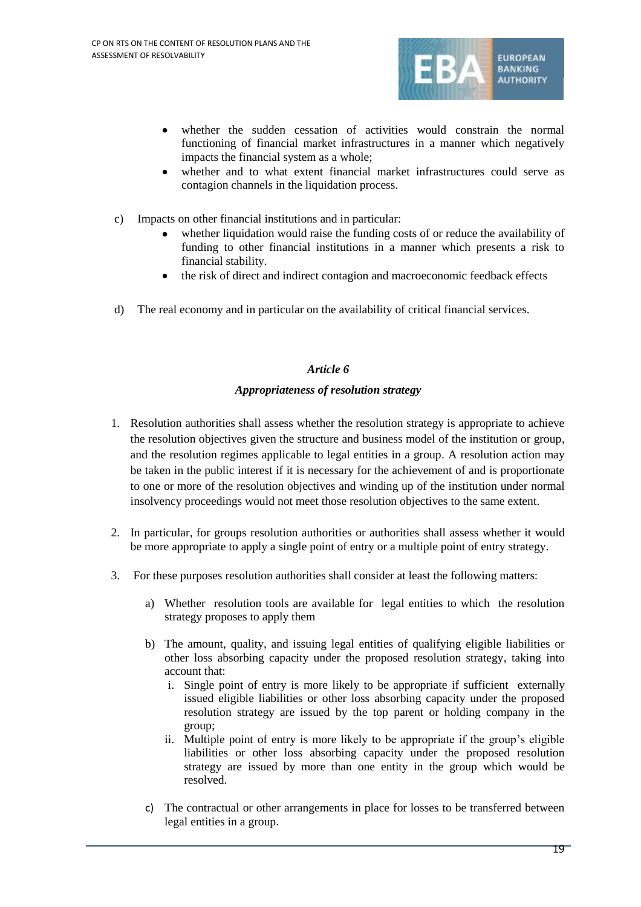- whether the sudden cessation of activities would constrain the normal functioning of financial market infrastructures in a manner which negatively impacts the financial system as a whole;
- whether and to what extent financial market infrastructures could serve as contagion channels in the liquidation process.

c) Impacts on other financial institutions and in particular:
   - whether liquidation would raise the funding costs of or reduce the availability of funding to other financial institutions in a manner which presents a risk to financial stability.
   - the risk of direct and indirect contagion and macroeconomic feedback effects

d) The real economy and in particular on the availability of critical financial services.

### *Article 6*

### *Appropriateness of resolution strategy*

1. Resolution authorities shall assess whether the resolution strategy is appropriate to achieve the resolution objectives given the structure and business model of the institution or group, and the resolution regimes applicable to legal entities in a group. A resolution action may be taken in the public interest if it is necessary for the achievement of and is proportionate to one or more of the resolution objectives and winding up of the institution under normal insolvency proceedings would not meet those resolution objectives to the same extent.

2. In particular, for groups resolution authorities or authorities shall assess whether it would be more appropriate to apply a single point of entry or a multiple point of entry strategy.

3. For these purposes resolution authorities shall consider at least the following matters:

   a) Whether resolution tools are available for legal entities to which the resolution strategy proposes to apply them

   b) The amount, quality, and issuing legal entities of qualifying eligible liabilities or other loss absorbing capacity under the proposed resolution strategy, taking into account that:
      i. Single point of entry is more likely to be appropriate if sufficient externally issued eligible liabilities or other loss absorbing capacity under the proposed resolution strategy are issued by the top parent or holding company in the group;
      ii. Multiple point of entry is more likely to be appropriate if the group's eligible liabilities or other loss absorbing capacity under the proposed resolution strategy are issued by more than one entity in the group which would be resolved.

   c) The contractual or other arrangements in place for losses to be transferred between legal entities in a group.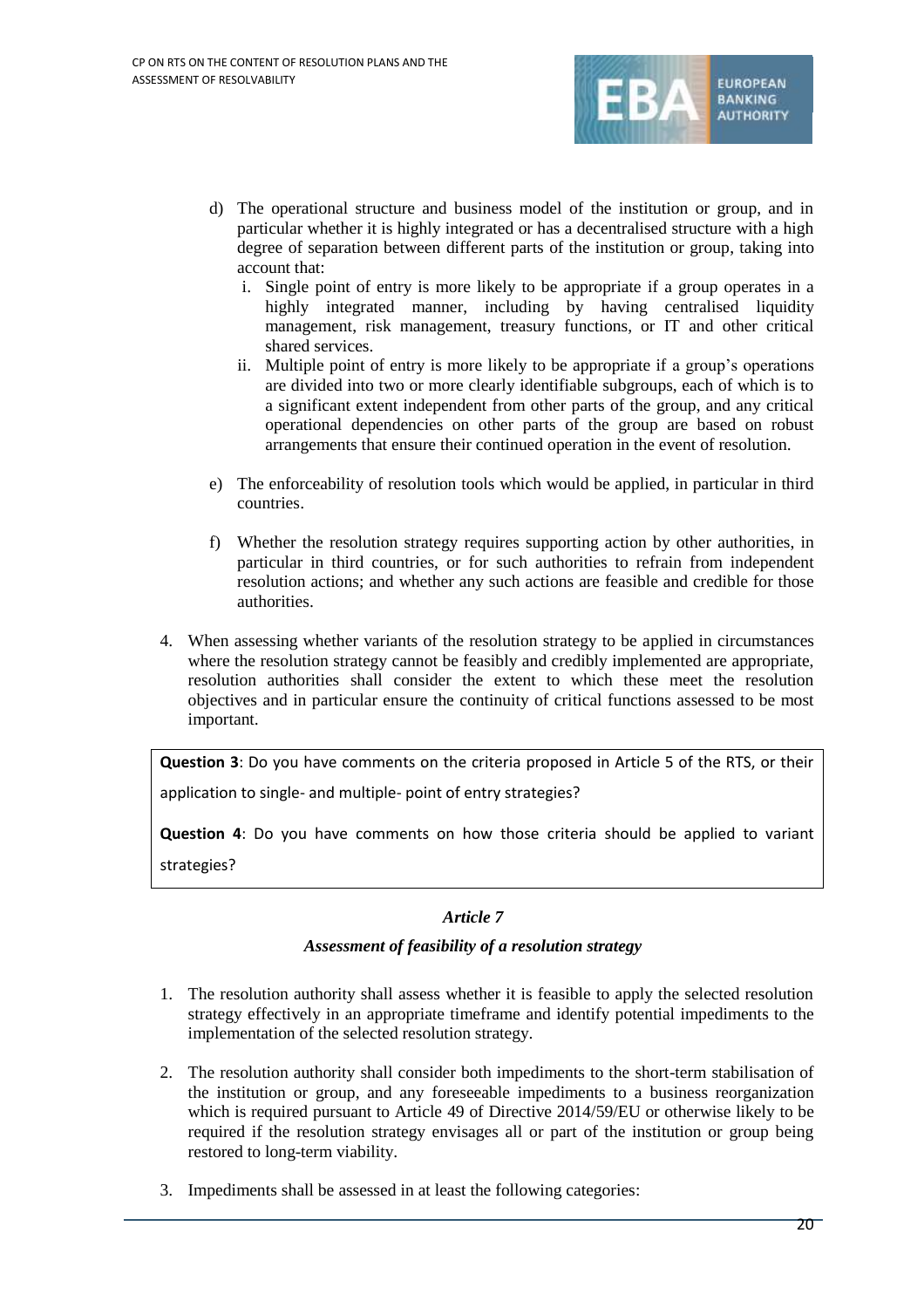d) The operational structure and business model of the institution or group, and in particular whether it is highly integrated or has a decentralised structure with a high degree of separation between different parts of the institution or group, taking into account that:
   i. Single point of entry is more likely to be appropriate if a group operates in a highly integrated manner, including by having centralised liquidity management, risk management, treasury functions, or IT and other critical shared services.
   ii. Multiple point of entry is more likely to be appropriate if a group's operations are divided into two or more clearly identifiable subgroups, each of which is to a significant extent independent from other parts of the group, and any critical operational dependencies on other parts of the group are based on robust arrangements that ensure their continued operation in the event of resolution.

e) The enforceability of resolution tools which would be applied, in particular in third countries.

f) Whether the resolution strategy requires supporting action by other authorities, in particular in third countries, or for such authorities to refrain from independent resolution actions; and whether any such actions are feasible and credible for those authorities.

4. When assessing whether variants of the resolution strategy to be applied in circumstances where the resolution strategy cannot be feasibly and credibly implemented are appropriate, resolution authorities shall consider the extent to which these meet the resolution objectives and in particular ensure the continuity of critical functions assessed to be most important.

> **Question 3**: Do you have comments on the criteria proposed in Article 5 of the RTS, or their application to single- and multiple- point of entry strategies?
>
> **Question 4**: Do you have comments on how those criteria should be applied to variant strategies?

### *Article 7*

### *Assessment of feasibility of a resolution strategy*

1. The resolution authority shall assess whether it is feasible to apply the selected resolution strategy effectively in an appropriate timeframe and identify potential impediments to the implementation of the selected resolution strategy.

2. The resolution authority shall consider both impediments to the short-term stabilisation of the institution or group, and any foreseeable impediments to a business reorganization which is required pursuant to Article 49 of Directive 2014/59/EU or otherwise likely to be required if the resolution strategy envisages all or part of the institution or group being restored to long-term viability.

3. Impediments shall be assessed in at least the following categories: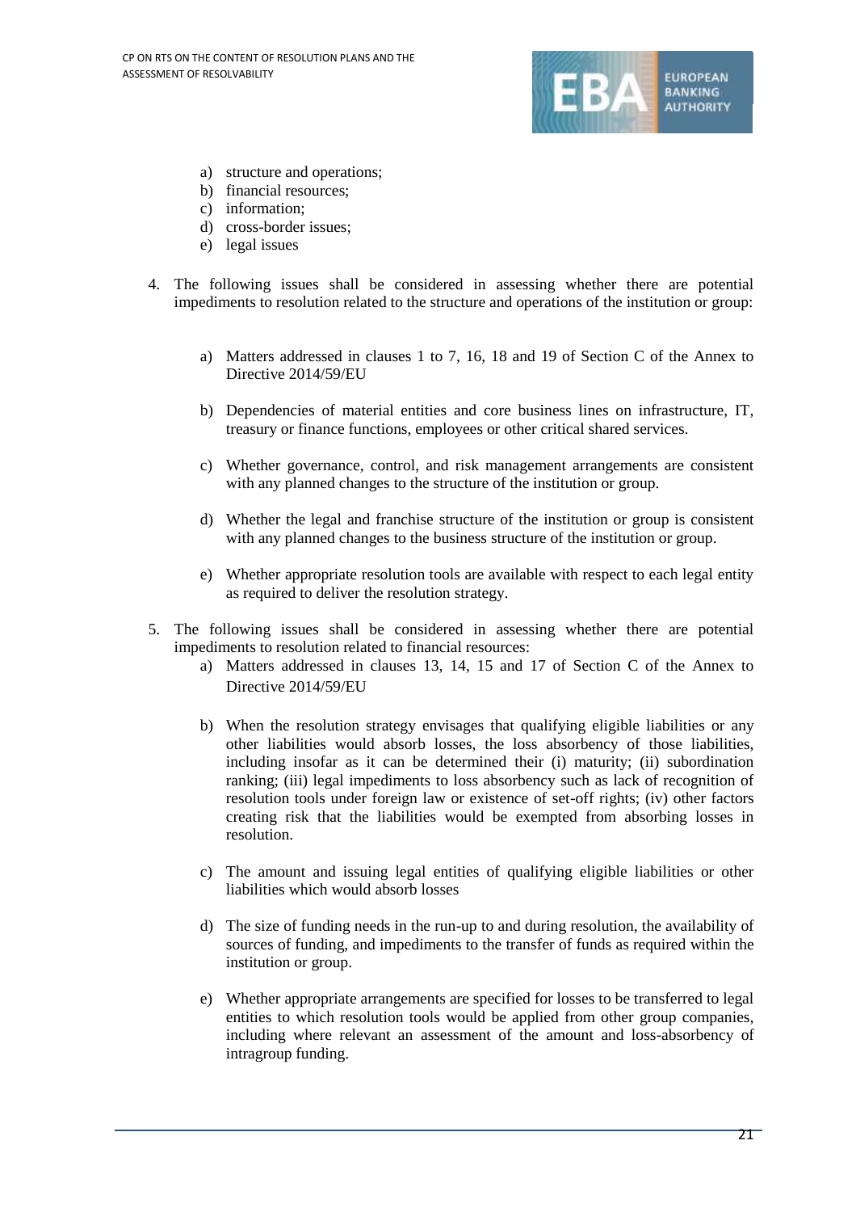a) structure and operations;
b) financial resources;
c) information;
d) cross-border issues;
e) legal issues

4. The following issues shall be considered in assessing whether there are potential impediments to resolution related to the structure and operations of the institution or group:

    a) Matters addressed in clauses 1 to 7, 16, 18 and 19 of Section C of the Annex to Directive 2014/59/EU

    b) Dependencies of material entities and core business lines on infrastructure, IT, treasury or finance functions, employees or other critical shared services.

    c) Whether governance, control, and risk management arrangements are consistent with any planned changes to the structure of the institution or group.

    d) Whether the legal and franchise structure of the institution or group is consistent with any planned changes to the business structure of the institution or group.

    e) Whether appropriate resolution tools are available with respect to each legal entity as required to deliver the resolution strategy.

5. The following issues shall be considered in assessing whether there are potential impediments to resolution related to financial resources:

    a) Matters addressed in clauses 13, 14, 15 and 17 of Section C of the Annex to Directive 2014/59/EU

    b) When the resolution strategy envisages that qualifying eligible liabilities or any other liabilities would absorb losses, the loss absorbency of those liabilities, including insofar as it can be determined their (i) maturity; (ii) subordination ranking; (iii) legal impediments to loss absorbency such as lack of recognition of resolution tools under foreign law or existence of set-off rights; (iv) other factors creating risk that the liabilities would be exempted from absorbing losses in resolution.

    c) The amount and issuing legal entities of qualifying eligible liabilities or other liabilities which would absorb losses

    d) The size of funding needs in the run-up to and during resolution, the availability of sources of funding, and impediments to the transfer of funds as required within the institution or group.

    e) Whether appropriate arrangements are specified for losses to be transferred to legal entities to which resolution tools would be applied from other group companies, including where relevant an assessment of the amount and loss-absorbency of intragroup funding.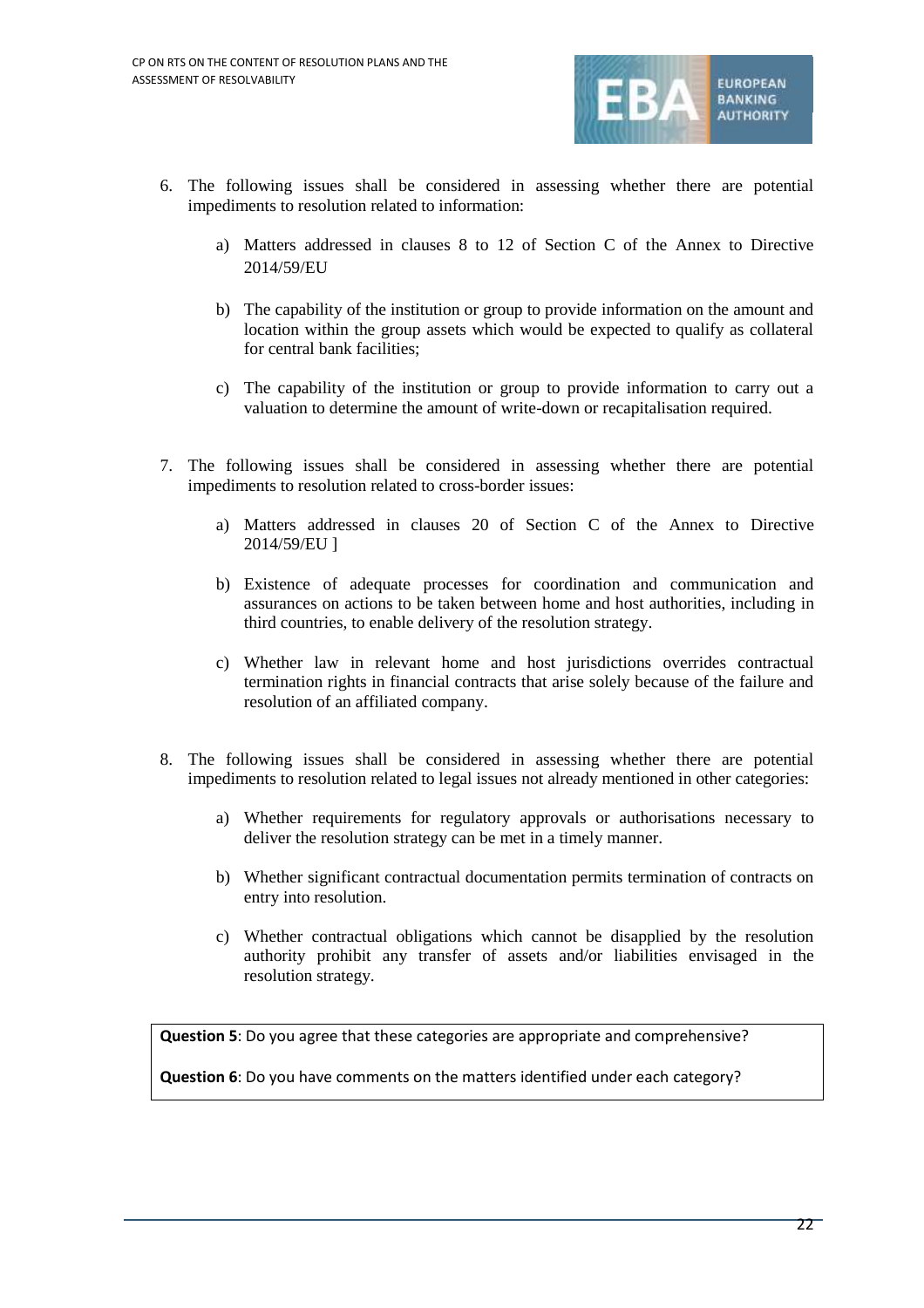6. The following issues shall be considered in assessing whether there are potential impediments to resolution related to information:

   a) Matters addressed in clauses 8 to 12 of Section C of the Annex to Directive 2014/59/EU

   b) The capability of the institution or group to provide information on the amount and location within the group assets which would be expected to qualify as collateral for central bank facilities;

   c) The capability of the institution or group to provide information to carry out a valuation to determine the amount of write-down or recapitalisation required.

7. The following issues shall be considered in assessing whether there are potential impediments to resolution related to cross-border issues:

   a) Matters addressed in clauses 20 of Section C of the Annex to Directive 2014/59/EU ]

   b) Existence of adequate processes for coordination and communication and assurances on actions to be taken between home and host authorities, including in third countries, to enable delivery of the resolution strategy.

   c) Whether law in relevant home and host jurisdictions overrides contractual termination rights in financial contracts that arise solely because of the failure and resolution of an affiliated company.

8. The following issues shall be considered in assessing whether there are potential impediments to resolution related to legal issues not already mentioned in other categories:

   a) Whether requirements for regulatory approvals or authorisations necessary to deliver the resolution strategy can be met in a timely manner.

   b) Whether significant contractual documentation permits termination of contracts on entry into resolution.

   c) Whether contractual obligations which cannot be disapplied by the resolution authority prohibit any transfer of assets and/or liabilities envisaged in the resolution strategy.

**Question 5**: Do you agree that these categories are appropriate and comprehensive?

**Question 6**: Do you have comments on the matters identified under each category?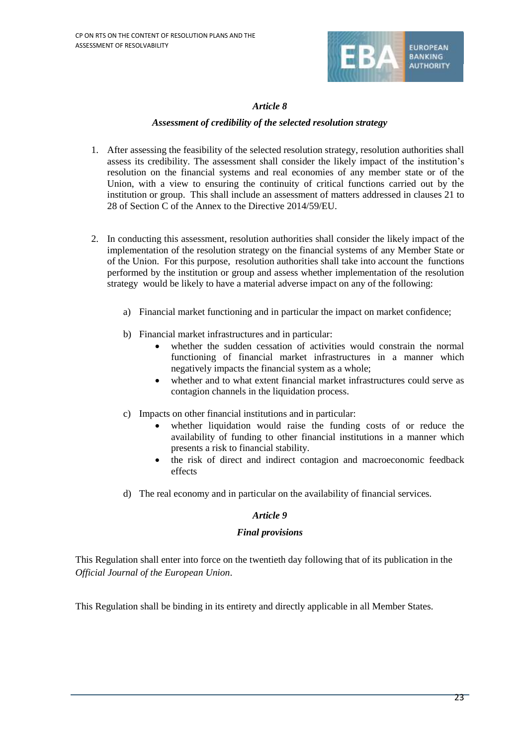*Article 8*

***Assessment of credibility of the selected resolution strategy***

1. After assessing the feasibility of the selected resolution strategy, resolution authorities shall assess its credibility. The assessment shall consider the likely impact of the institution's resolution on the financial systems and real economies of any member state or of the Union, with a view to ensuring the continuity of critical functions carried out by the institution or group. This shall include an assessment of matters addressed in clauses 21 to 28 of Section C of the Annex to the Directive 2014/59/EU.

2. In conducting this assessment, resolution authorities shall consider the likely impact of the implementation of the resolution strategy on the financial systems of any Member State or of the Union. For this purpose, resolution authorities shall take into account the functions performed by the institution or group and assess whether implementation of the resolution strategy would be likely to have a material adverse impact on any of the following:

   a) Financial market functioning and in particular the impact on market confidence;

   b) Financial market infrastructures and in particular:
      - whether the sudden cessation of activities would constrain the normal functioning of financial market infrastructures in a manner which negatively impacts the financial system as a whole;
      - whether and to what extent financial market infrastructures could serve as contagion channels in the liquidation process.

   c) Impacts on other financial institutions and in particular:
      - whether liquidation would raise the funding costs of or reduce the availability of funding to other financial institutions in a manner which presents a risk to financial stability.
      - the risk of direct and indirect contagion and macroeconomic feedback effects

   d) The real economy and in particular on the availability of financial services.

*Article 9*

***Final provisions***

This Regulation shall enter into force on the twentieth day following that of its publication in the *Official Journal of the European Union*.

This Regulation shall be binding in its entirety and directly applicable in all Member States.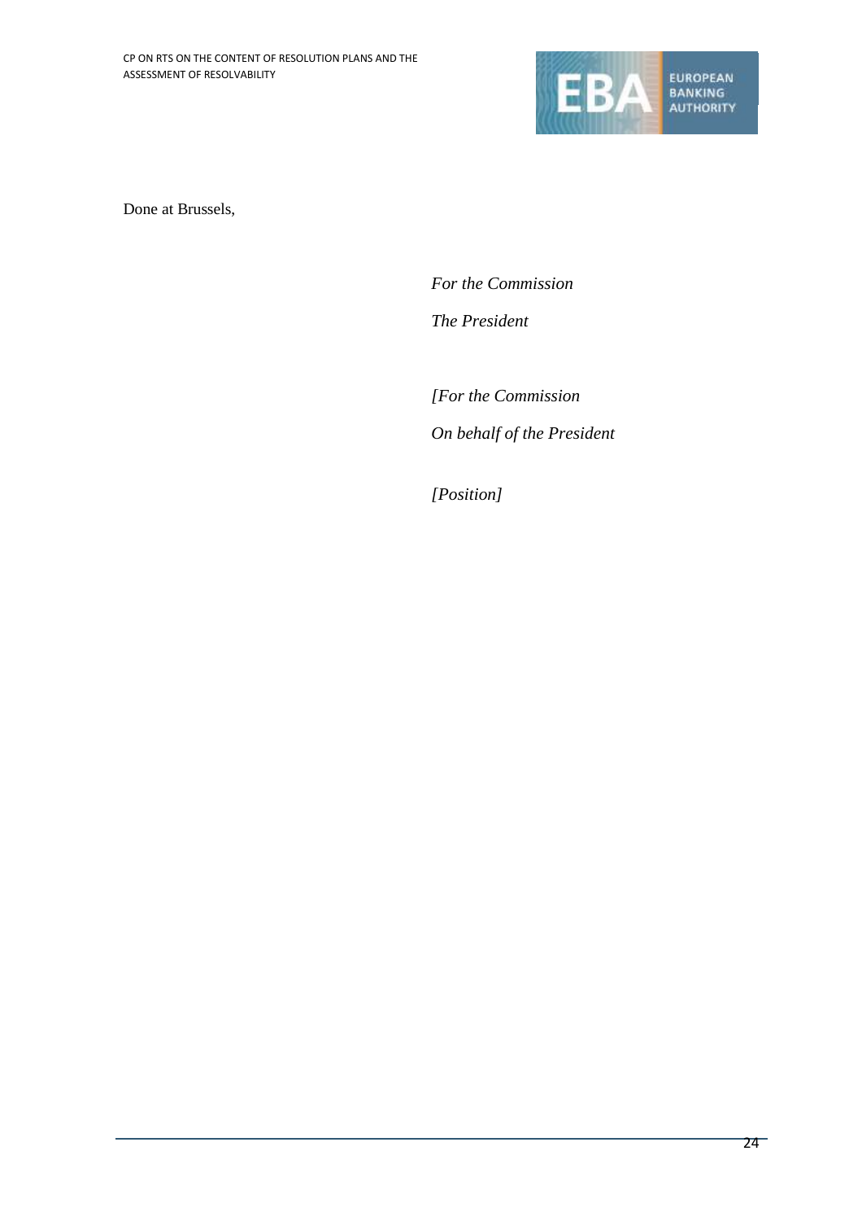Done at Brussels,

*For the Commission*

*The President*

*[For the Commission*

*On behalf of the President*

*[Position]*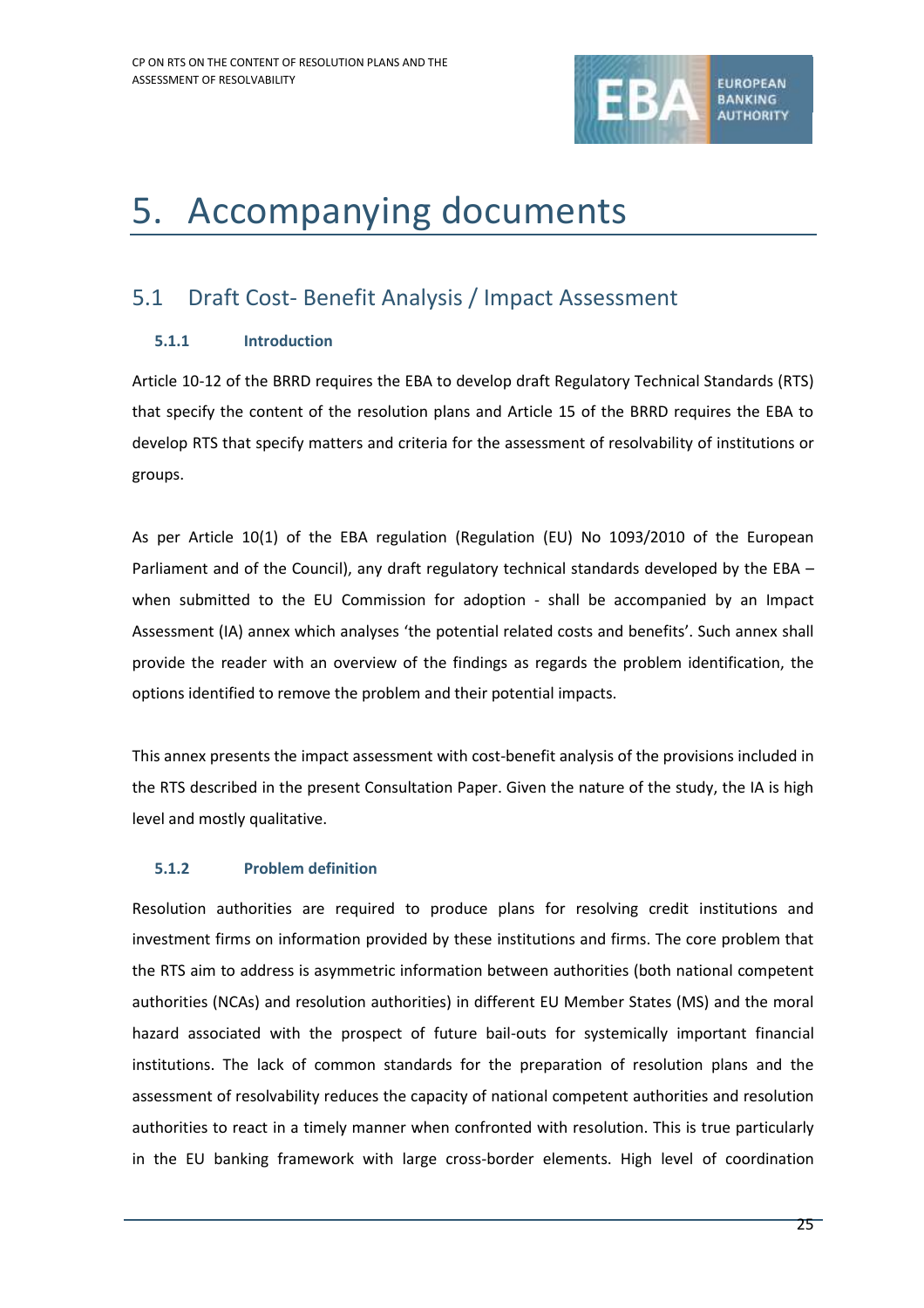# 5. Accompanying documents

## 5.1 Draft Cost- Benefit Analysis / Impact Assessment

### 5.1.1 Introduction

Article 10-12 of the BRRD requires the EBA to develop draft Regulatory Technical Standards (RTS) that specify the content of the resolution plans and Article 15 of the BRRD requires the EBA to develop RTS that specify matters and criteria for the assessment of resolvability of institutions or groups.

As per Article 10(1) of the EBA regulation (Regulation (EU) No 1093/2010 of the European Parliament and of the Council), any draft regulatory technical standards developed by the EBA – when submitted to the EU Commission for adoption - shall be accompanied by an Impact Assessment (IA) annex which analyses 'the potential related costs and benefits'. Such annex shall provide the reader with an overview of the findings as regards the problem identification, the options identified to remove the problem and their potential impacts.

This annex presents the impact assessment with cost-benefit analysis of the provisions included in the RTS described in the present Consultation Paper. Given the nature of the study, the IA is high level and mostly qualitative.

### 5.1.2 Problem definition

Resolution authorities are required to produce plans for resolving credit institutions and investment firms on information provided by these institutions and firms. The core problem that the RTS aim to address is asymmetric information between authorities (both national competent authorities (NCAs) and resolution authorities) in different EU Member States (MS) and the moral hazard associated with the prospect of future bail-outs for systemically important financial institutions. The lack of common standards for the preparation of resolution plans and the assessment of resolvability reduces the capacity of national competent authorities and resolution authorities to react in a timely manner when confronted with resolution. This is true particularly in the EU banking framework with large cross-border elements. High level of coordination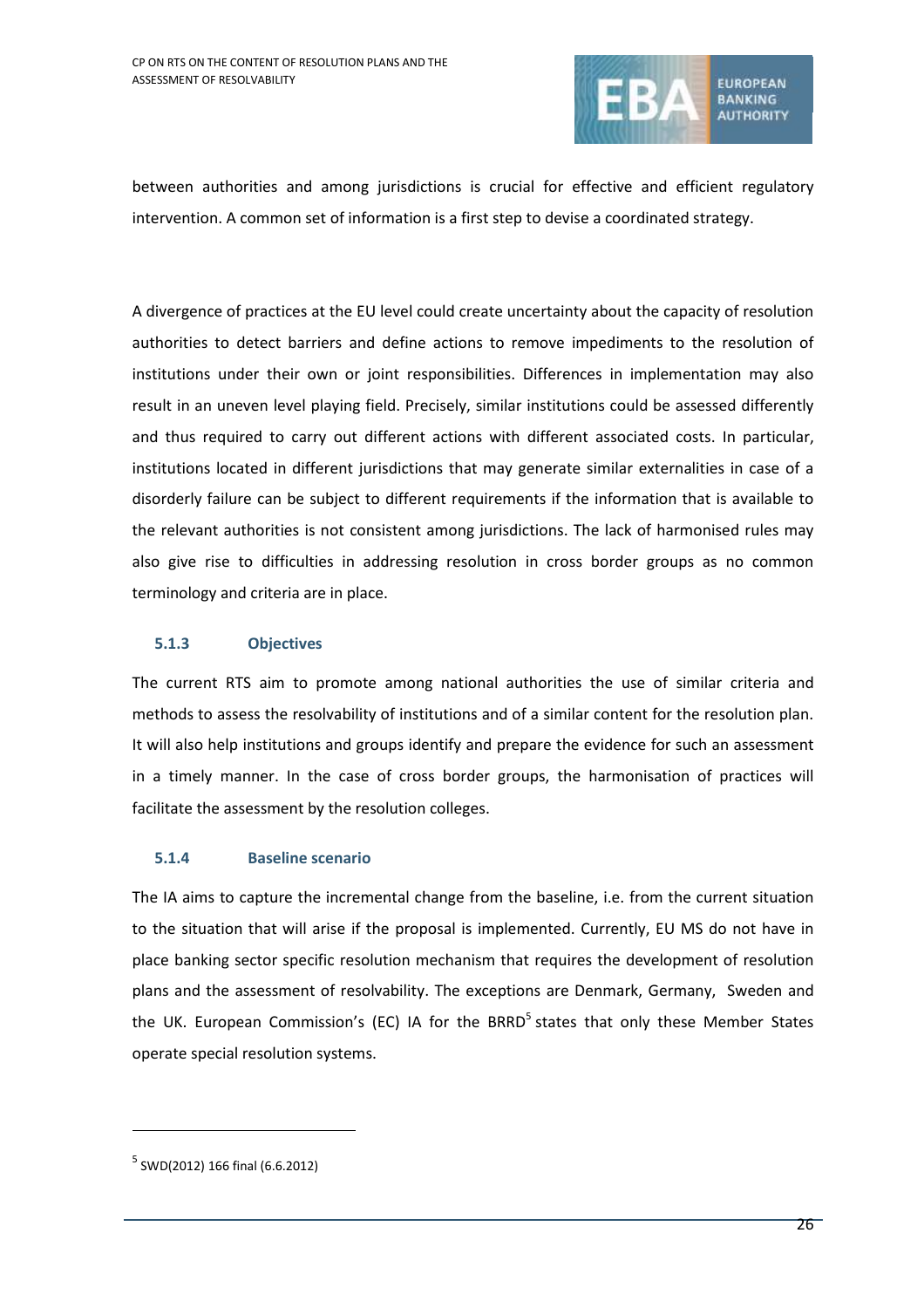between authorities and among jurisdictions is crucial for effective and efficient regulatory intervention. A common set of information is a first step to devise a coordinated strategy.

A divergence of practices at the EU level could create uncertainty about the capacity of resolution authorities to detect barriers and define actions to remove impediments to the resolution of institutions under their own or joint responsibilities. Differences in implementation may also result in an uneven level playing field. Precisely, similar institutions could be assessed differently and thus required to carry out different actions with different associated costs. In particular, institutions located in different jurisdictions that may generate similar externalities in case of a disorderly failure can be subject to different requirements if the information that is available to the relevant authorities is not consistent among jurisdictions. The lack of harmonised rules may also give rise to difficulties in addressing resolution in cross border groups as no common terminology and criteria are in place.

### 5.1.3 Objectives

The current RTS aim to promote among national authorities the use of similar criteria and methods to assess the resolvability of institutions and of a similar content for the resolution plan. It will also help institutions and groups identify and prepare the evidence for such an assessment in a timely manner. In the case of cross border groups, the harmonisation of practices will facilitate the assessment by the resolution colleges.

### 5.1.4 Baseline scenario

The IA aims to capture the incremental change from the baseline, i.e. from the current situation to the situation that will arise if the proposal is implemented. Currently, EU MS do not have in place banking sector specific resolution mechanism that requires the development of resolution plans and the assessment of resolvability. The exceptions are Denmark, Germany, Sweden and the UK. European Commission's (EC) IA for the BRRD[5] states that only these Member States operate special resolution systems.

[5] SWD(2012) 166 final (6.6.2012)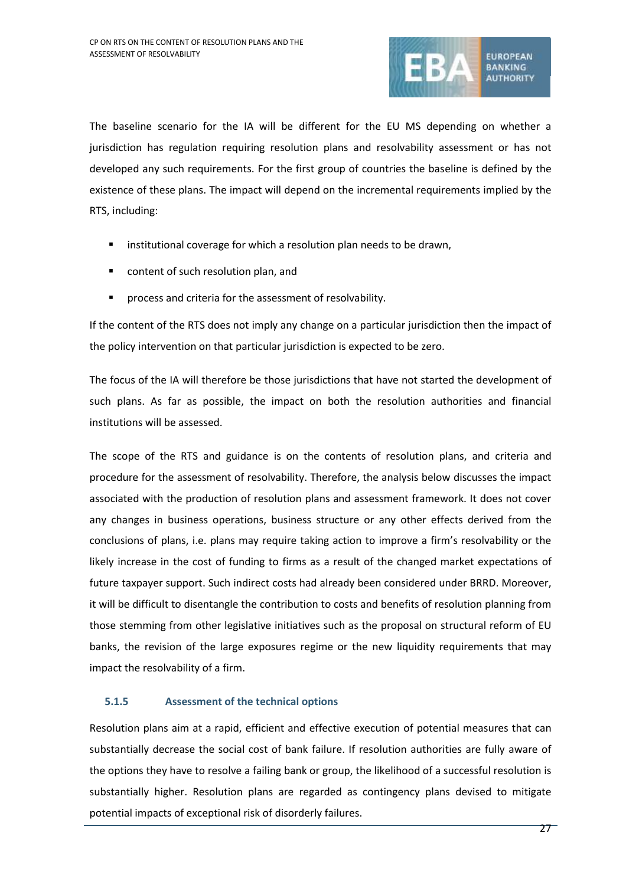The baseline scenario for the IA will be different for the EU MS depending on whether a jurisdiction has regulation requiring resolution plans and resolvability assessment or has not developed any such requirements. For the first group of countries the baseline is defined by the existence of these plans. The impact will depend on the incremental requirements implied by the RTS, including:

- institutional coverage for which a resolution plan needs to be drawn,
- content of such resolution plan, and
- process and criteria for the assessment of resolvability.

If the content of the RTS does not imply any change on a particular jurisdiction then the impact of the policy intervention on that particular jurisdiction is expected to be zero.

The focus of the IA will therefore be those jurisdictions that have not started the development of such plans. As far as possible, the impact on both the resolution authorities and financial institutions will be assessed.

The scope of the RTS and guidance is on the contents of resolution plans, and criteria and procedure for the assessment of resolvability. Therefore, the analysis below discusses the impact associated with the production of resolution plans and assessment framework. It does not cover any changes in business operations, business structure or any other effects derived from the conclusions of plans, i.e. plans may require taking action to improve a firm's resolvability or the likely increase in the cost of funding to firms as a result of the changed market expectations of future taxpayer support. Such indirect costs had already been considered under BRRD. Moreover, it will be difficult to disentangle the contribution to costs and benefits of resolution planning from those stemming from other legislative initiatives such as the proposal on structural reform of EU banks, the revision of the large exposures regime or the new liquidity requirements that may impact the resolvability of a firm.

### 5.1.5 Assessment of the technical options

Resolution plans aim at a rapid, efficient and effective execution of potential measures that can substantially decrease the social cost of bank failure. If resolution authorities are fully aware of the options they have to resolve a failing bank or group, the likelihood of a successful resolution is substantially higher. Resolution plans are regarded as contingency plans devised to mitigate potential impacts of exceptional risk of disorderly failures.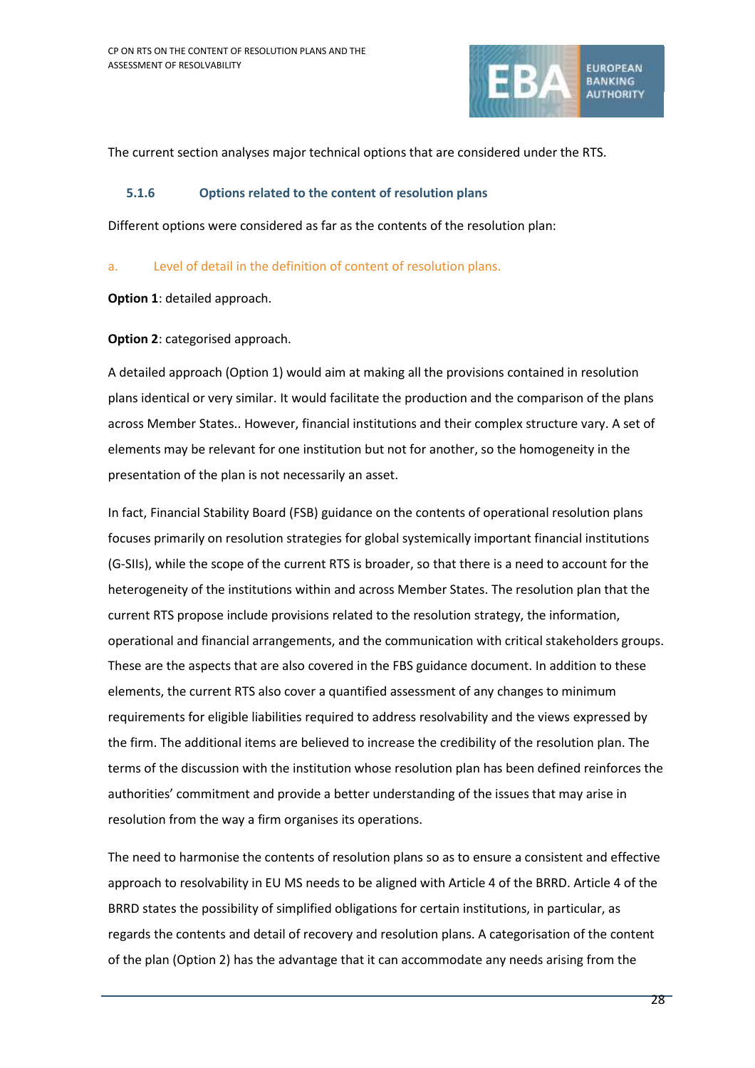The current section analyses major technical options that are considered under the RTS.

### 5.1.6 Options related to the content of resolution plans

Different options were considered as far as the contents of the resolution plan:

a. Level of detail in the definition of content of resolution plans.

**Option 1**: detailed approach.

**Option 2**: categorised approach.

A detailed approach (Option 1) would aim at making all the provisions contained in resolution plans identical or very similar. It would facilitate the production and the comparison of the plans across Member States.. However, financial institutions and their complex structure vary. A set of elements may be relevant for one institution but not for another, so the homogeneity in the presentation of the plan is not necessarily an asset.

In fact, Financial Stability Board (FSB) guidance on the contents of operational resolution plans focuses primarily on resolution strategies for global systemically important financial institutions (G-SIIs), while the scope of the current RTS is broader, so that there is a need to account for the heterogeneity of the institutions within and across Member States. The resolution plan that the current RTS propose include provisions related to the resolution strategy, the information, operational and financial arrangements, and the communication with critical stakeholders groups. These are the aspects that are also covered in the FBS guidance document. In addition to these elements, the current RTS also cover a quantified assessment of any changes to minimum requirements for eligible liabilities required to address resolvability and the views expressed by the firm. The additional items are believed to increase the credibility of the resolution plan. The terms of the discussion with the institution whose resolution plan has been defined reinforces the authorities' commitment and provide a better understanding of the issues that may arise in resolution from the way a firm organises its operations.

The need to harmonise the contents of resolution plans so as to ensure a consistent and effective approach to resolvability in EU MS needs to be aligned with Article 4 of the BRRD. Article 4 of the BRRD states the possibility of simplified obligations for certain institutions, in particular, as regards the contents and detail of recovery and resolution plans. A categorisation of the content of the plan (Option 2) has the advantage that it can accommodate any needs arising from the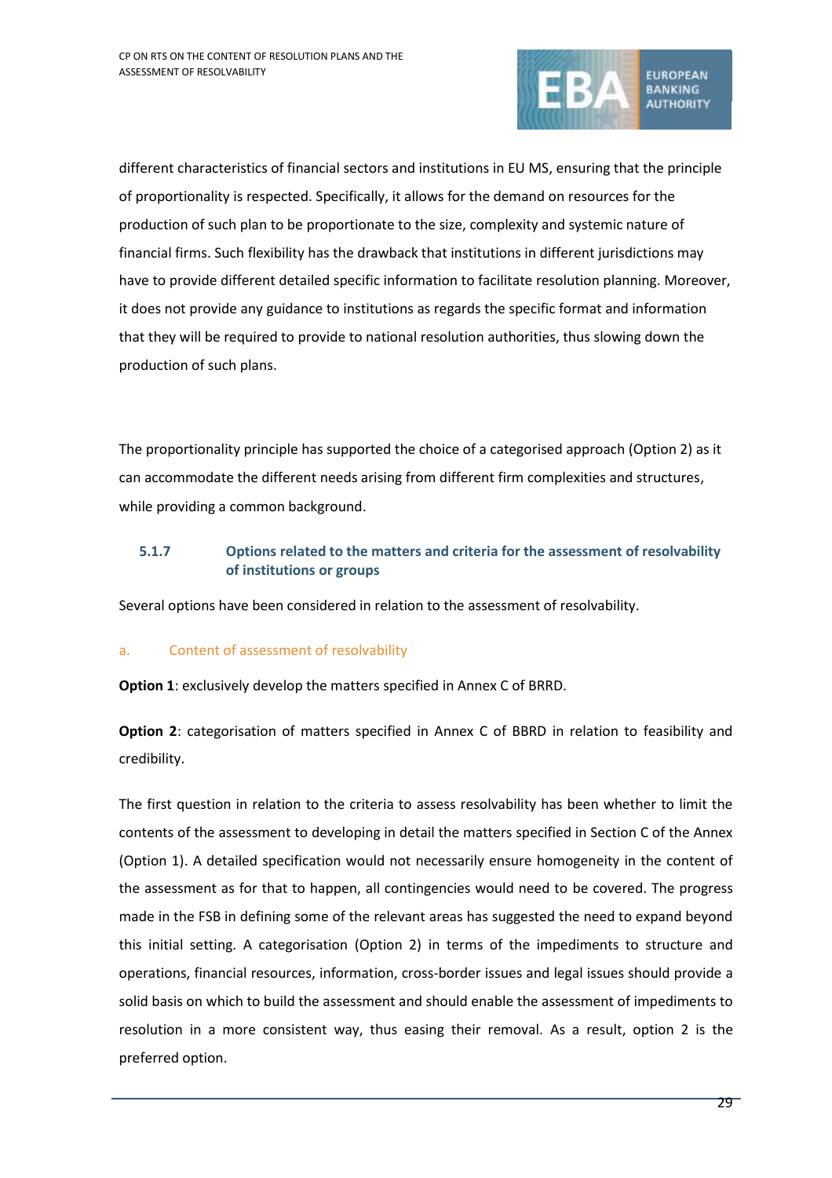different characteristics of financial sectors and institutions in EU MS, ensuring that the principle of proportionality is respected. Specifically, it allows for the demand on resources for the production of such plan to be proportionate to the size, complexity and systemic nature of financial firms. Such flexibility has the drawback that institutions in different jurisdictions may have to provide different detailed specific information to facilitate resolution planning. Moreover, it does not provide any guidance to institutions as regards the specific format and information that they will be required to provide to national resolution authorities, thus slowing down the production of such plans.

The proportionality principle has supported the choice of a categorised approach (Option 2) as it can accommodate the different needs arising from different firm complexities and structures, while providing a common background.

### 5.1.7 Options related to the matters and criteria for the assessment of resolvability of institutions or groups

Several options have been considered in relation to the assessment of resolvability.

#### a. Content of assessment of resolvability

**Option 1**: exclusively develop the matters specified in Annex C of BRRD.

**Option 2**: categorisation of matters specified in Annex C of BBRD in relation to feasibility and credibility.

The first question in relation to the criteria to assess resolvability has been whether to limit the contents of the assessment to developing in detail the matters specified in Section C of the Annex (Option 1). A detailed specification would not necessarily ensure homogeneity in the content of the assessment as for that to happen, all contingencies would need to be covered. The progress made in the FSB in defining some of the relevant areas has suggested the need to expand beyond this initial setting. A categorisation (Option 2) in terms of the impediments to structure and operations, financial resources, information, cross-border issues and legal issues should provide a solid basis on which to build the assessment and should enable the assessment of impediments to resolution in a more consistent way, thus easing their removal. As a result, option 2 is the preferred option.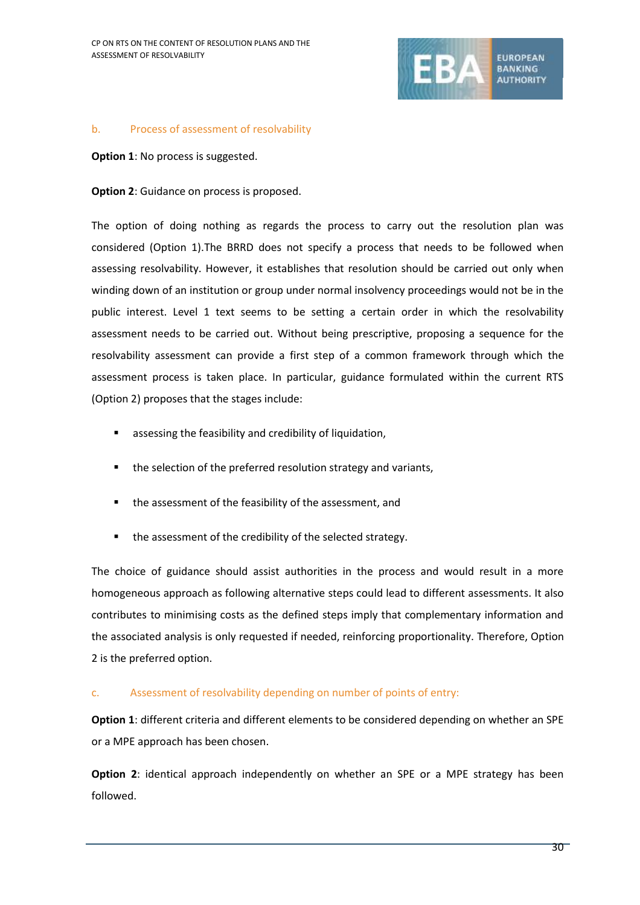### b. Process of assessment of resolvability

**Option 1**: No process is suggested.

**Option 2**: Guidance on process is proposed.

The option of doing nothing as regards the process to carry out the resolution plan was considered (Option 1).The BRRD does not specify a process that needs to be followed when assessing resolvability. However, it establishes that resolution should be carried out only when winding down of an institution or group under normal insolvency proceedings would not be in the public interest. Level 1 text seems to be setting a certain order in which the resolvability assessment needs to be carried out. Without being prescriptive, proposing a sequence for the resolvability assessment can provide a first step of a common framework through which the assessment process is taken place. In particular, guidance formulated within the current RTS (Option 2) proposes that the stages include:

- assessing the feasibility and credibility of liquidation,
- the selection of the preferred resolution strategy and variants,
- the assessment of the feasibility of the assessment, and
- the assessment of the credibility of the selected strategy.

The choice of guidance should assist authorities in the process and would result in a more homogeneous approach as following alternative steps could lead to different assessments. It also contributes to minimising costs as the defined steps imply that complementary information and the associated analysis is only requested if needed, reinforcing proportionality. Therefore, Option 2 is the preferred option.

### c. Assessment of resolvability depending on number of points of entry:

**Option 1**: different criteria and different elements to be considered depending on whether an SPE or a MPE approach has been chosen.

**Option 2**: identical approach independently on whether an SPE or a MPE strategy has been followed.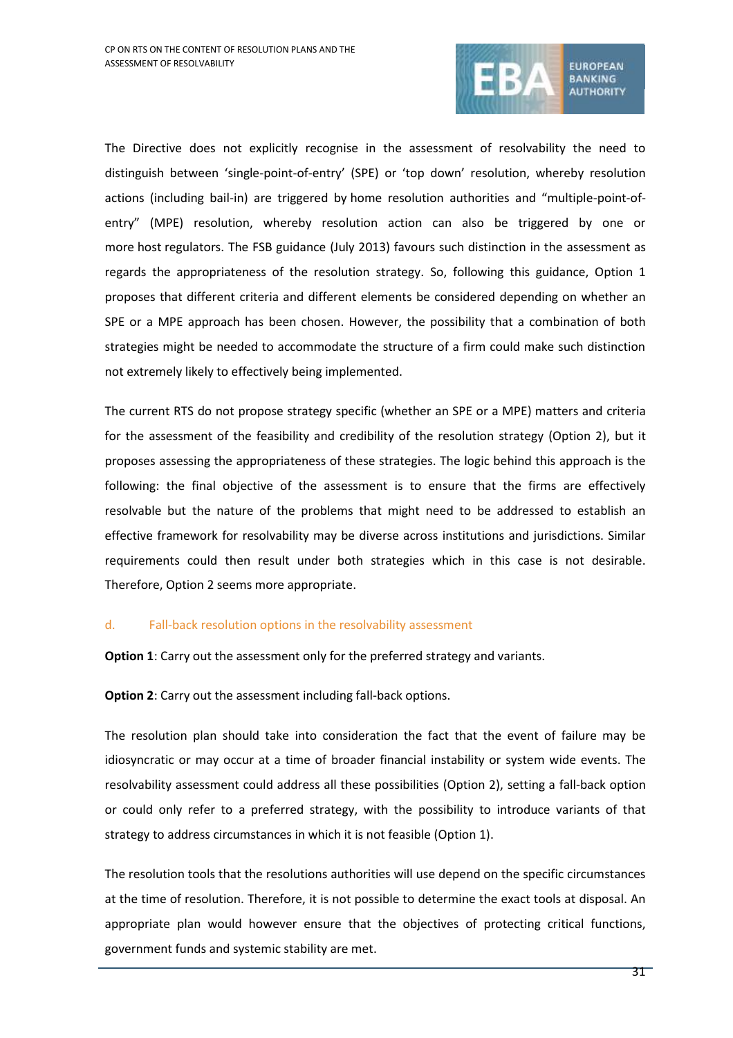The Directive does not explicitly recognise in the assessment of resolvability the need to distinguish between 'single-point-of-entry' (SPE) or 'top down' resolution, whereby resolution actions (including bail-in) are triggered by home resolution authorities and "multiple-point-of-entry" (MPE) resolution, whereby resolution action can also be triggered by one or more host regulators. The FSB guidance (July 2013) favours such distinction in the assessment as regards the appropriateness of the resolution strategy. So, following this guidance, Option 1 proposes that different criteria and different elements be considered depending on whether an SPE or a MPE approach has been chosen. However, the possibility that a combination of both strategies might be needed to accommodate the structure of a firm could make such distinction not extremely likely to effectively being implemented.

The current RTS do not propose strategy specific (whether an SPE or a MPE) matters and criteria for the assessment of the feasibility and credibility of the resolution strategy (Option 2), but it proposes assessing the appropriateness of these strategies. The logic behind this approach is the following: the final objective of the assessment is to ensure that the firms are effectively resolvable but the nature of the problems that might need to be addressed to establish an effective framework for resolvability may be diverse across institutions and jurisdictions. Similar requirements could then result under both strategies which in this case is not desirable. Therefore, Option 2 seems more appropriate.

### d. Fall-back resolution options in the resolvability assessment

**Option 1**: Carry out the assessment only for the preferred strategy and variants.

**Option 2**: Carry out the assessment including fall-back options.

The resolution plan should take into consideration the fact that the event of failure may be idiosyncratic or may occur at a time of broader financial instability or system wide events. The resolvability assessment could address all these possibilities (Option 2), setting a fall-back option or could only refer to a preferred strategy, with the possibility to introduce variants of that strategy to address circumstances in which it is not feasible (Option 1).

The resolution tools that the resolutions authorities will use depend on the specific circumstances at the time of resolution. Therefore, it is not possible to determine the exact tools at disposal. An appropriate plan would however ensure that the objectives of protecting critical functions, government funds and systemic stability are met.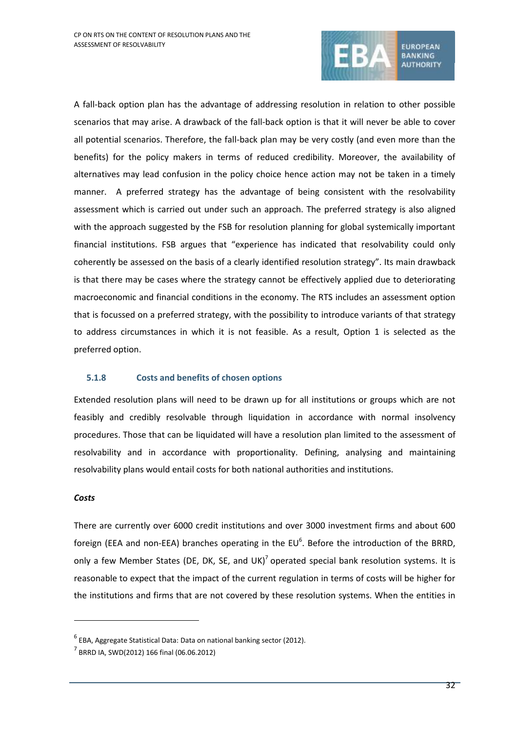A fall-back option plan has the advantage of addressing resolution in relation to other possible scenarios that may arise. A drawback of the fall-back option is that it will never be able to cover all potential scenarios. Therefore, the fall-back plan may be very costly (and even more than the benefits) for the policy makers in terms of reduced credibility. Moreover, the availability of alternatives may lead confusion in the policy choice hence action may not be taken in a timely manner. A preferred strategy has the advantage of being consistent with the resolvability assessment which is carried out under such an approach. The preferred strategy is also aligned with the approach suggested by the FSB for resolution planning for global systemically important financial institutions. FSB argues that "experience has indicated that resolvability could only coherently be assessed on the basis of a clearly identified resolution strategy". Its main drawback is that there may be cases where the strategy cannot be effectively applied due to deteriorating macroeconomic and financial conditions in the economy. The RTS includes an assessment option that is focussed on a preferred strategy, with the possibility to introduce variants of that strategy to address circumstances in which it is not feasible. As a result, Option 1 is selected as the preferred option.

### 5.1.8 Costs and benefits of chosen options

Extended resolution plans will need to be drawn up for all institutions or groups which are not feasibly and credibly resolvable through liquidation in accordance with normal insolvency procedures. Those that can be liquidated will have a resolution plan limited to the assessment of resolvability and in accordance with proportionality. Defining, analysing and maintaining resolvability plans would entail costs for both national authorities and institutions.

***Costs***

There are currently over 6000 credit institutions and over 3000 investment firms and about 600 foreign (EEA and non-EEA) branches operating in the EU[6]. Before the introduction of the BRRD, only a few Member States (DE, DK, SE, and UK)[7] operated special bank resolution systems. It is reasonable to expect that the impact of the current regulation in terms of costs will be higher for the institutions and firms that are not covered by these resolution systems. When the entities in

---

[6] EBA, Aggregate Statistical Data: Data on national banking sector (2012).

[7] BRRD IA, SWD(2012) 166 final (06.06.2012)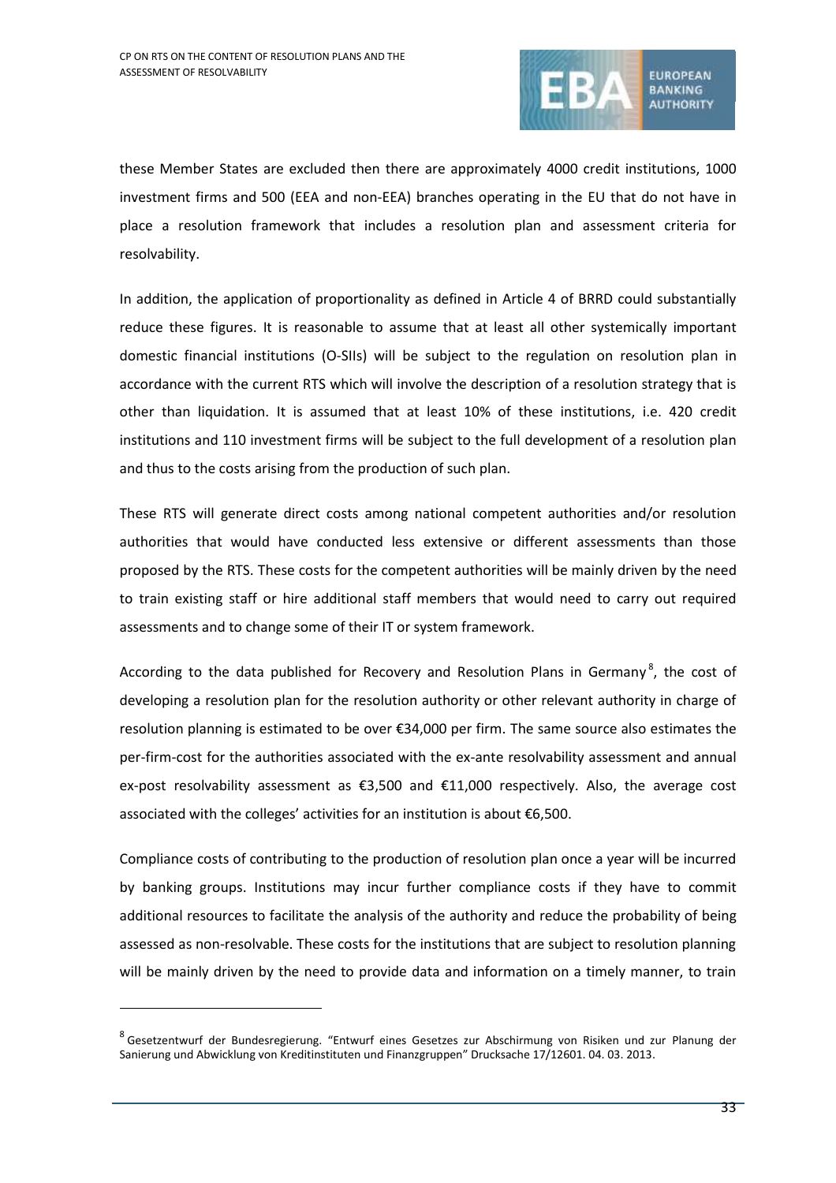these Member States are excluded then there are approximately 4000 credit institutions, 1000 investment firms and 500 (EEA and non-EEA) branches operating in the EU that do not have in place a resolution framework that includes a resolution plan and assessment criteria for resolvability.

In addition, the application of proportionality as defined in Article 4 of BRRD could substantially reduce these figures. It is reasonable to assume that at least all other systemically important domestic financial institutions (O-SIIs) will be subject to the regulation on resolution plan in accordance with the current RTS which will involve the description of a resolution strategy that is other than liquidation. It is assumed that at least 10% of these institutions, i.e. 420 credit institutions and 110 investment firms will be subject to the full development of a resolution plan and thus to the costs arising from the production of such plan.

These RTS will generate direct costs among national competent authorities and/or resolution authorities that would have conducted less extensive or different assessments than those proposed by the RTS. These costs for the competent authorities will be mainly driven by the need to train existing staff or hire additional staff members that would need to carry out required assessments and to change some of their IT or system framework.

According to the data published for Recovery and Resolution Plans in Germany[8], the cost of developing a resolution plan for the resolution authority or other relevant authority in charge of resolution planning is estimated to be over €34,000 per firm. The same source also estimates the per-firm-cost for the authorities associated with the ex-ante resolvability assessment and annual ex-post resolvability assessment as €3,500 and €11,000 respectively. Also, the average cost associated with the colleges' activities for an institution is about €6,500.

Compliance costs of contributing to the production of resolution plan once a year will be incurred by banking groups. Institutions may incur further compliance costs if they have to commit additional resources to facilitate the analysis of the authority and reduce the probability of being assessed as non-resolvable. These costs for the institutions that are subject to resolution planning will be mainly driven by the need to provide data and information on a timely manner, to train

[8] Gesetzentwurf der Bundesregierung. "Entwurf eines Gesetzes zur Abschirmung von Risiken und zur Planung der Sanierung und Abwicklung von Kreditinstituten und Finanzgruppen" Drucksache 17/12601. 04. 03. 2013.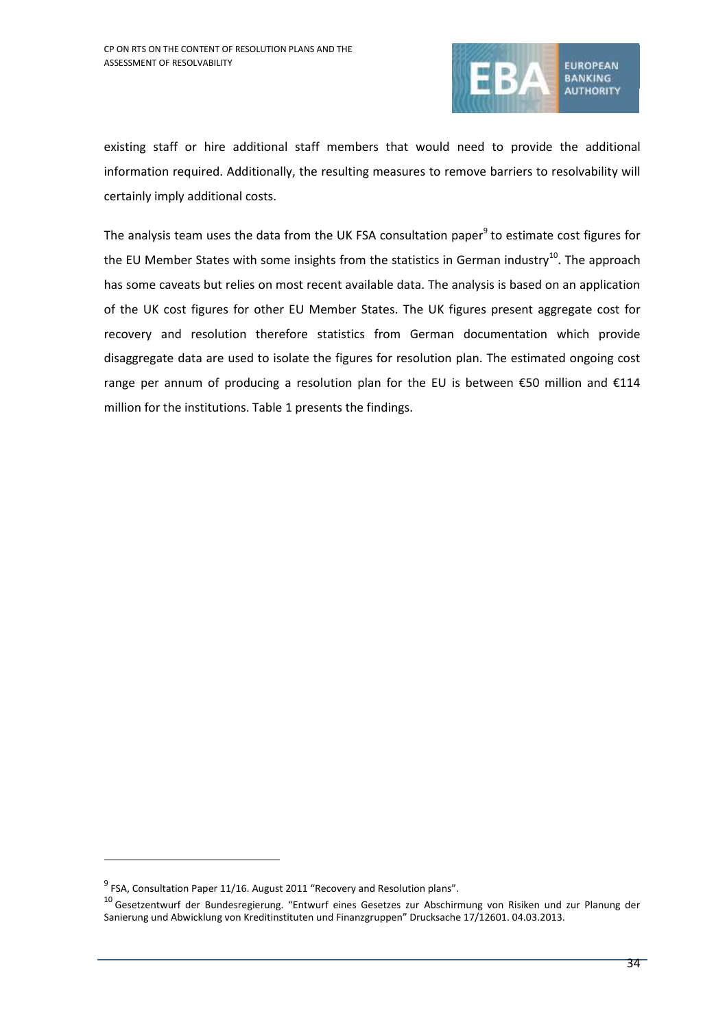existing staff or hire additional staff members that would need to provide the additional information required. Additionally, the resulting measures to remove barriers to resolvability will certainly imply additional costs.

The analysis team uses the data from the UK FSA consultation paper[9] to estimate cost figures for the EU Member States with some insights from the statistics in German industry[10]. The approach has some caveats but relies on most recent available data. The analysis is based on an application of the UK cost figures for other EU Member States. The UK figures present aggregate cost for recovery and resolution therefore statistics from German documentation which provide disaggregate data are used to isolate the figures for resolution plan. The estimated ongoing cost range per annum of producing a resolution plan for the EU is between €50 million and €114 million for the institutions. Table 1 presents the findings.

---

[9] FSA, Consultation Paper 11/16. August 2011 "Recovery and Resolution plans".

[10] Gesetzentwurf der Bundesregierung. "Entwurf eines Gesetzes zur Abschirmung von Risiken und zur Planung der Sanierung und Abwicklung von Kreditinstituten und Finanzgruppen" Drucksache 17/12601. 04.03.2013.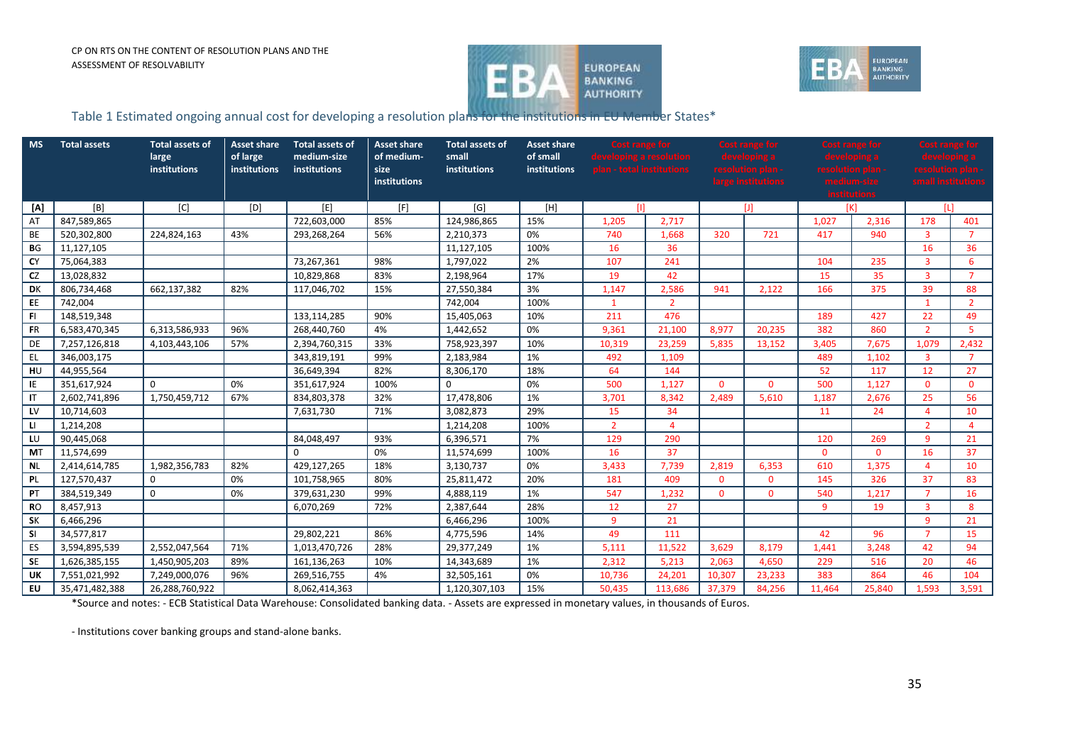Table 1 Estimated ongoing annual cost for developing a resolution plans for the institutions in EU Member States*

| MS | Total assets | Total assets of large institutions | Asset share of large institutions | Total assets of medium-size institutions | Asset share of medium-size institutions | Total assets of small institutions | Asset share of small institutions | Cost range for developing a resolution plan - total institutions | | Cost range for developing a resolution plan - large institutions | | Cost range for developing a resolution plan - medium-size institutions | | Cost range for developing a resolution plan - small institutions | |
|---|---|---|---|---|---|---|---|---|---|---|---|---|---|---|---|
| [A] | [B] | [C] | [D] | [E] | [F] | [G] | [H] | [I] | | [J] | | [K] | | [L] | |
| AT | 847,589,865 | | | 722,603,000 | 85% | 124,986,865 | 15% | 1,205 | 2,717 | | | 1,027 | 2,316 | 178 | 401 |
| BE | 520,302,800 | 224,824,163 | 43% | 293,268,264 | 56% | 2,210,373 | 0% | 740 | 1,668 | 320 | 721 | 417 | 940 | 3 | 7 |
| BG | 11,127,105 | | | | | 11,127,105 | 100% | 16 | 36 | | | | | 16 | 36 |
| CY | 75,064,383 | | | 73,267,361 | 98% | 1,797,022 | 2% | 107 | 241 | | | 104 | 235 | 3 | 6 |
| CZ | 13,028,832 | | | 10,829,868 | 83% | 2,198,964 | 17% | 19 | 42 | | | 15 | 35 | 3 | 7 |
| DK | 806,734,468 | 662,137,382 | 82% | 117,046,702 | 15% | 27,550,384 | 3% | 1,147 | 2,586 | 941 | 2,122 | 166 | 375 | 39 | 88 |
| EE | 742,004 | | | | | 742,004 | 100% | 1 | 2 | | | | | 1 | 2 |
| FI | 148,519,348 | | | 133,114,285 | 90% | 15,405,063 | 10% | 211 | 476 | | | 189 | 427 | 22 | 49 |
| FR | 6,583,470,345 | 6,313,586,933 | 96% | 268,440,760 | 4% | 1,442,652 | 0% | 9,361 | 21,100 | 8,977 | 20,235 | 382 | 860 | 2 | 5 |
| DE | 7,257,126,818 | 4,103,443,106 | 57% | 2,394,760,315 | 33% | 758,923,397 | 10% | 10,319 | 23,259 | 5,835 | 13,152 | 3,405 | 7,675 | 1,079 | 2,432 |
| EL | 346,003,175 | | | 343,819,191 | 99% | 2,183,984 | 1% | 492 | 1,109 | | | 489 | 1,102 | 3 | 7 |
| HU | 44,955,564 | | | 36,649,394 | 82% | 8,306,170 | 18% | 64 | 144 | | | 52 | 117 | 12 | 27 |
| IE | 351,617,924 | 0 | 0% | 351,617,924 | 100% | 0 | 0% | 500 | 1,127 | 0 | 0 | 500 | 1,127 | 0 | 0 |
| IT | 2,602,741,896 | 1,750,459,712 | 67% | 834,803,378 | 32% | 17,478,806 | 1% | 3,701 | 8,342 | 2,489 | 5,610 | 1,187 | 2,676 | 25 | 56 |
| LV | 10,714,603 | | | 7,631,730 | 71% | 3,082,873 | 29% | 15 | 34 | | | 11 | 24 | 4 | 10 |
| LI | 1,214,208 | | | | | 1,214,208 | 100% | 2 | 4 | | | | | 2 | 4 |
| LU | 90,445,068 | | | 84,048,497 | 93% | 6,396,571 | 7% | 129 | 290 | | | 120 | 269 | 9 | 21 |
| MT | 11,574,699 | | | 0 | 0% | 11,574,699 | 100% | 16 | 37 | | | 0 | 0 | 16 | 37 |
| NL | 2,414,614,785 | 1,982,356,783 | 82% | 429,127,265 | 18% | 3,130,737 | 0% | 3,433 | 7,739 | 2,819 | 6,353 | 610 | 1,375 | 4 | 10 |
| PL | 127,570,437 | 0 | 0% | 101,758,965 | 80% | 25,811,472 | 20% | 181 | 409 | 0 | 0 | 145 | 326 | 37 | 83 |
| PT | 384,519,349 | 0 | 0% | 379,631,230 | 99% | 4,888,119 | 1% | 547 | 1,232 | 0 | 0 | 540 | 1,217 | 7 | 16 |
| RO | 8,457,913 | | | 6,070,269 | 72% | 2,387,644 | 28% | 12 | 27 | | | 9 | 19 | 3 | 8 |
| SK | 6,466,296 | | | | | 6,466,296 | 100% | 9 | 21 | | | | | 9 | 21 |
| SI | 34,577,817 | | | 29,802,221 | 86% | 4,775,596 | 14% | 49 | 111 | | | 42 | 96 | 7 | 15 |
| ES | 3,594,895,539 | 2,552,047,564 | 71% | 1,013,470,726 | 28% | 29,377,249 | 1% | 5,111 | 11,522 | 3,629 | 8,179 | 1,441 | 3,248 | 42 | 94 |
| SE | 1,626,385,155 | 1,450,905,203 | 89% | 161,136,263 | 10% | 14,343,689 | 1% | 2,312 | 5,213 | 2,063 | 4,650 | 229 | 516 | 20 | 46 |
| UK | 7,551,021,992 | 7,249,000,076 | 96% | 269,516,755 | 4% | 32,505,161 | 0% | 10,736 | 24,201 | 10,307 | 23,233 | 383 | 864 | 46 | 104 |
| EU | 35,471,482,388 | 26,288,760,922 | | 8,062,414,363 | | 1,120,307,103 | 15% | 50,435 | 113,686 | 37,379 | 84,256 | 11,464 | 25,840 | 1,593 | 3,591 |

*Source and notes: - ECB Statistical Data Warehouse: Consolidated banking data. - Assets are expressed in monetary values, in thousands of Euros.

- Institutions cover banking groups and stand-alone banks.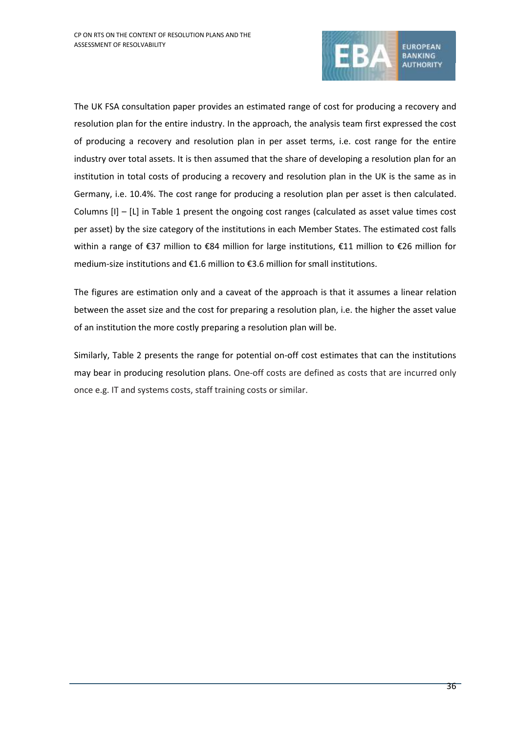The UK FSA consultation paper provides an estimated range of cost for producing a recovery and resolution plan for the entire industry. In the approach, the analysis team first expressed the cost of producing a recovery and resolution plan in per asset terms, i.e. cost range for the entire industry over total assets. It is then assumed that the share of developing a resolution plan for an institution in total costs of producing a recovery and resolution plan in the UK is the same as in Germany, i.e. 10.4%. The cost range for producing a resolution plan per asset is then calculated. Columns [I] – [L] in Table 1 present the ongoing cost ranges (calculated as asset value times cost per asset) by the size category of the institutions in each Member States. The estimated cost falls within a range of €37 million to €84 million for large institutions, €11 million to €26 million for medium-size institutions and €1.6 million to €3.6 million for small institutions.

The figures are estimation only and a caveat of the approach is that it assumes a linear relation between the asset size and the cost for preparing a resolution plan, i.e. the higher the asset value of an institution the more costly preparing a resolution plan will be.

Similarly, Table 2 presents the range for potential on-off cost estimates that can the institutions may bear in producing resolution plans. One-off costs are defined as costs that are incurred only once e.g. IT and systems costs, staff training costs or similar.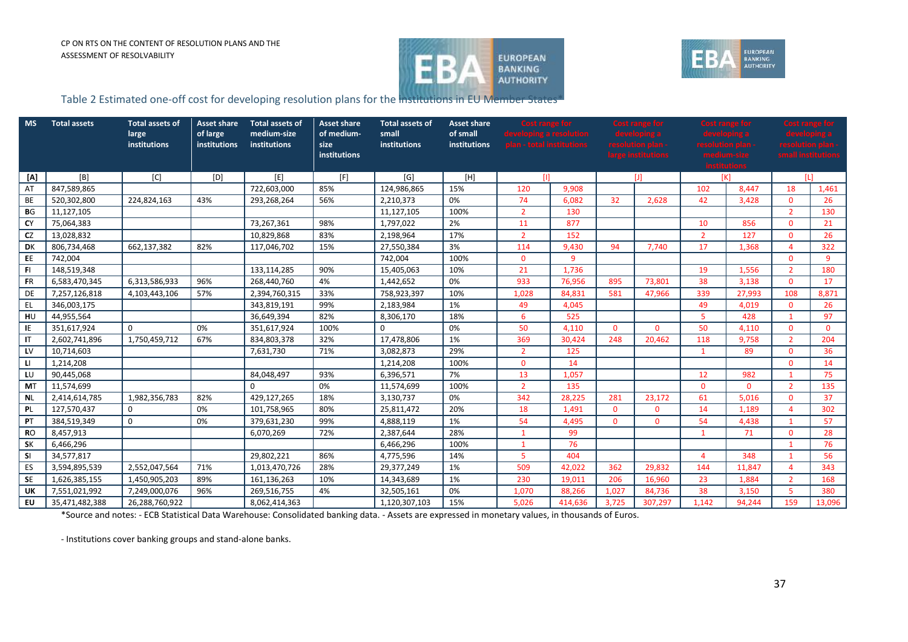Table 2 Estimated one-off cost for developing resolution plans for the institutions in EU Member States*

| MS | Total assets | Total assets of large institutions | Asset share of large institutions | Total assets of medium-size institutions | Asset share of medium-size institutions | Total assets of small institutions | Asset share of small institutions | Cost range for developing a resolution plan - total institutions | | Cost range for developing a resolution plan - large institutions | | Cost range for developing a resolution plan - medium-size institutions | | Cost range for developing a resolution plan - small institutions | |
|---|---|---|---|---|---|---|---|---|---|---|---|---|---|---|---|
| [A] | [B] | [C] | [D] | [E] | [F] | [G] | [H] | [I] | | [J] | | [K] | | [L] | |
| AT | 847,589,865 | | | 722,603,000 | 85% | 124,986,865 | 15% | 120 | 9,908 | | | 102 | 8,447 | 18 | 1,461 |
| BE | 520,302,800 | 224,824,163 | 43% | 293,268,264 | 56% | 2,210,373 | 0% | 74 | 6,082 | 32 | 2,628 | 42 | 3,428 | 0 | 26 |
| BG | 11,127,105 | | | | | 11,127,105 | 100% | 2 | 130 | | | | | 2 | 130 |
| CY | 75,064,383 | | | 73,267,361 | 98% | 1,797,022 | 2% | 11 | 877 | | | 10 | 856 | 0 | 21 |
| CZ | 13,028,832 | | | 10,829,868 | 83% | 2,198,964 | 17% | 2 | 152 | | | 2 | 127 | 0 | 26 |
| DK | 806,734,468 | 662,137,382 | 82% | 117,046,702 | 15% | 27,550,384 | 3% | 114 | 9,430 | 94 | 7,740 | 17 | 1,368 | 4 | 322 |
| EE | 742,004 | | | | | 742,004 | 100% | 0 | 9 | | | | | 0 | 9 |
| FI | 148,519,348 | | | 133,114,285 | 90% | 15,405,063 | 10% | 21 | 1,736 | | | 19 | 1,556 | 2 | 180 |
| FR | 6,583,470,345 | 6,313,586,933 | 96% | 268,440,760 | 4% | 1,442,652 | 0% | 933 | 76,956 | 895 | 73,801 | 38 | 3,138 | 0 | 17 |
| DE | 7,257,126,818 | 4,103,443,106 | 57% | 2,394,760,315 | 33% | 758,923,397 | 10% | 1,028 | 84,831 | 581 | 47,966 | 339 | 27,993 | 108 | 8,871 |
| EL | 346,003,175 | | | 343,819,191 | 99% | 2,183,984 | 1% | 49 | 4,045 | | | 49 | 4,019 | 0 | 26 |
| HU | 44,955,564 | | | 36,649,394 | 82% | 8,306,170 | 18% | 6 | 525 | | | 5 | 428 | 1 | 97 |
| IE | 351,617,924 | 0 | 0% | 351,617,924 | 100% | 0 | 0% | 50 | 4,110 | 0 | 0 | 50 | 4,110 | 0 | 0 |
| IT | 2,602,741,896 | 1,750,459,712 | 67% | 834,803,378 | 32% | 17,478,806 | 1% | 369 | 30,424 | 248 | 20,462 | 118 | 9,758 | 2 | 204 |
| LV | 10,714,603 | | | 7,631,730 | 71% | 3,082,873 | 29% | 2 | 125 | | | 1 | 89 | 0 | 36 |
| LI | 1,214,208 | | | | | 1,214,208 | 100% | 0 | 14 | | | | | 0 | 14 |
| LU | 90,445,068 | | | 84,048,497 | 93% | 6,396,571 | 7% | 13 | 1,057 | | | 12 | 982 | 1 | 75 |
| MT | 11,574,699 | | | 0 | 0% | 11,574,699 | 100% | 2 | 135 | | | 0 | 0 | 2 | 135 |
| NL | 2,414,614,785 | 1,982,356,783 | 82% | 429,127,265 | 18% | 3,130,737 | 0% | 342 | 28,225 | 281 | 23,172 | 61 | 5,016 | 0 | 37 |
| PL | 127,570,437 | 0 | 0% | 101,758,965 | 80% | 25,811,472 | 20% | 18 | 1,491 | 0 | 0 | 14 | 1,189 | 4 | 302 |
| PT | 384,519,349 | 0 | 0% | 379,631,230 | 99% | 4,888,119 | 1% | 54 | 4,495 | 0 | 0 | 54 | 4,438 | 1 | 57 |
| RO | 8,457,913 | | | 6,070,269 | 72% | 2,387,644 | 28% | 1 | 99 | | | 1 | 71 | 0 | 28 |
| SK | 6,466,296 | | | | | 6,466,296 | 100% | 1 | 76 | | | | | 1 | 76 |
| SI | 34,577,817 | | | 29,802,221 | 86% | 4,775,596 | 14% | 5 | 404 | | | 4 | 348 | 1 | 56 |
| ES | 3,594,895,539 | 2,552,047,564 | 71% | 1,013,470,726 | 28% | 29,377,249 | 1% | 509 | 42,022 | 362 | 29,832 | 144 | 11,847 | 4 | 343 |
| SE | 1,626,385,155 | 1,450,905,203 | 89% | 161,136,263 | 10% | 14,343,689 | 1% | 230 | 19,011 | 206 | 16,960 | 23 | 1,884 | 2 | 168 |
| UK | 7,551,021,992 | 7,249,000,076 | 96% | 269,516,755 | 4% | 32,505,161 | 0% | 1,070 | 88,266 | 1,027 | 84,736 | 38 | 3,150 | 5 | 380 |
| EU | 35,471,482,388 | 26,288,760,922 | | 8,062,414,363 | | 1,120,307,103 | 15% | 5,026 | 414,636 | 3,725 | 307,297 | 1,142 | 94,244 | 159 | 13,096 |

*Source and notes: - ECB Statistical Data Warehouse: Consolidated banking data. - Assets are expressed in monetary values, in thousands of Euros.

- Institutions cover banking groups and stand-alone banks.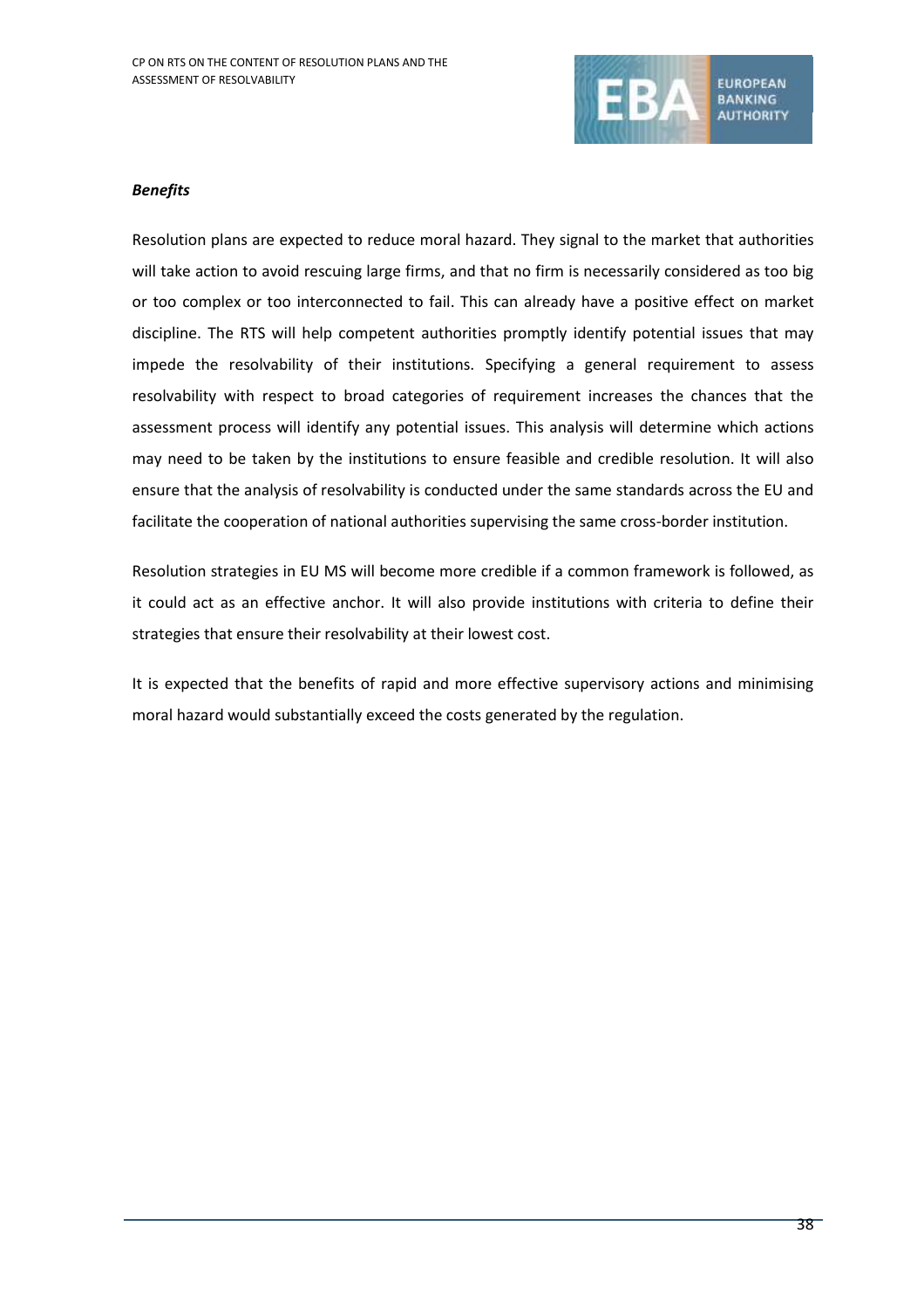***Benefits***

Resolution plans are expected to reduce moral hazard. They signal to the market that authorities will take action to avoid rescuing large firms, and that no firm is necessarily considered as too big or too complex or too interconnected to fail. This can already have a positive effect on market discipline. The RTS will help competent authorities promptly identify potential issues that may impede the resolvability of their institutions. Specifying a general requirement to assess resolvability with respect to broad categories of requirement increases the chances that the assessment process will identify any potential issues. This analysis will determine which actions may need to be taken by the institutions to ensure feasible and credible resolution. It will also ensure that the analysis of resolvability is conducted under the same standards across the EU and facilitate the cooperation of national authorities supervising the same cross-border institution.

Resolution strategies in EU MS will become more credible if a common framework is followed, as it could act as an effective anchor. It will also provide institutions with criteria to define their strategies that ensure their resolvability at their lowest cost.

It is expected that the benefits of rapid and more effective supervisory actions and minimising moral hazard would substantially exceed the costs generated by the regulation.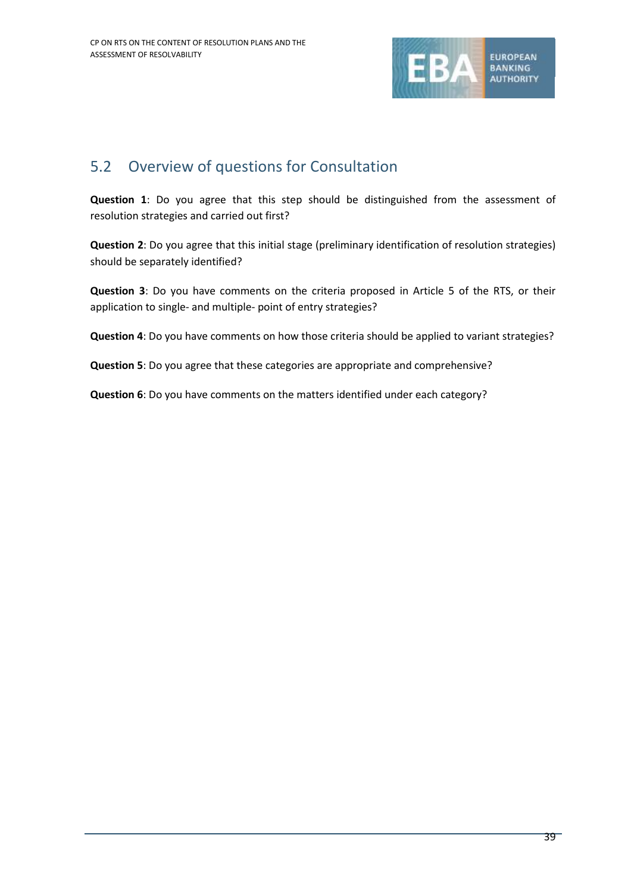## 5.2 Overview of questions for Consultation

**Question 1**: Do you agree that this step should be distinguished from the assessment of resolution strategies and carried out first?

**Question 2**: Do you agree that this initial stage (preliminary identification of resolution strategies) should be separately identified?

**Question 3**: Do you have comments on the criteria proposed in Article 5 of the RTS, or their application to single- and multiple- point of entry strategies?

**Question 4**: Do you have comments on how those criteria should be applied to variant strategies?

**Question 5**: Do you agree that these categories are appropriate and comprehensive?

**Question 6**: Do you have comments on the matters identified under each category?